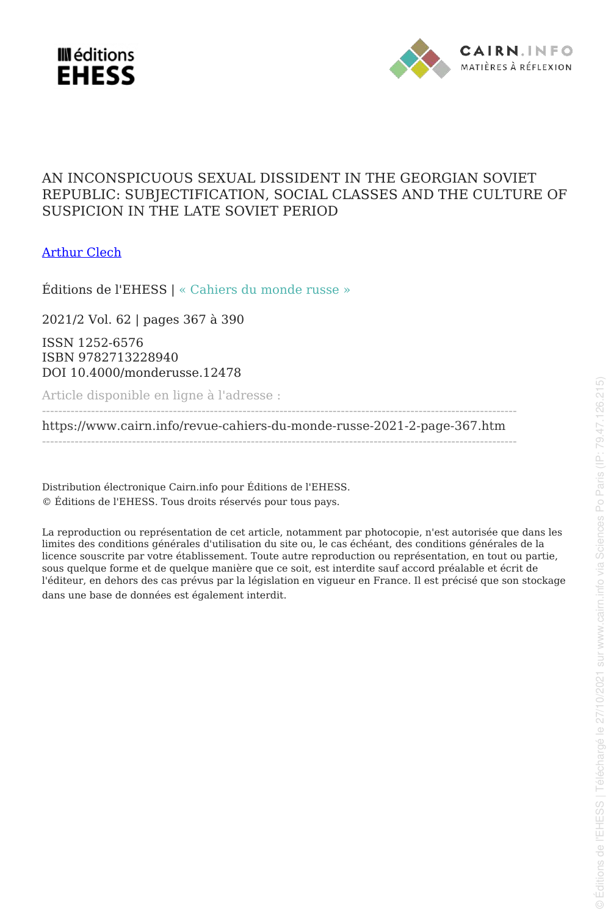# AN INCONSPICUOUS SEXUAL DISSIDENT IN THE GEORGIAN SOVIET REPUBLIC: SUBJECTIFICATION, SOCIAL CLASSES AND THE CULTURE OF SUSPICION IN THE LATE SOVIET PERIOD

Arthur Clech

Éditions de l'EHESS | « Cahiers du monde russe »

2021/2 Vol. 62 | pages 367 à 390

ISSN 1252-6576
ISBN 9782713228940
DOI 10.4000/monderusse.12478

Article disponible en ligne à l'adresse :

https://www.cairn.info/revue-cahiers-du-monde-russe-2021-2-page-367.htm

Distribution électronique Cairn.info pour Éditions de l'EHESS.
© Éditions de l'EHESS. Tous droits réservés pour tous pays.

La reproduction ou représentation de cet article, notamment par photocopie, n'est autorisée que dans les limites des conditions générales d'utilisation du site ou, le cas échéant, des conditions générales de la licence souscrite par votre établissement. Toute autre reproduction ou représentation, en tout ou partie, sous quelque forme et de quelque manière que ce soit, est interdite sauf accord préalable et écrit de l'éditeur, en dehors des cas prévus par la législation en vigueur en France. Il est précisé que son stockage dans une base de données est également interdit.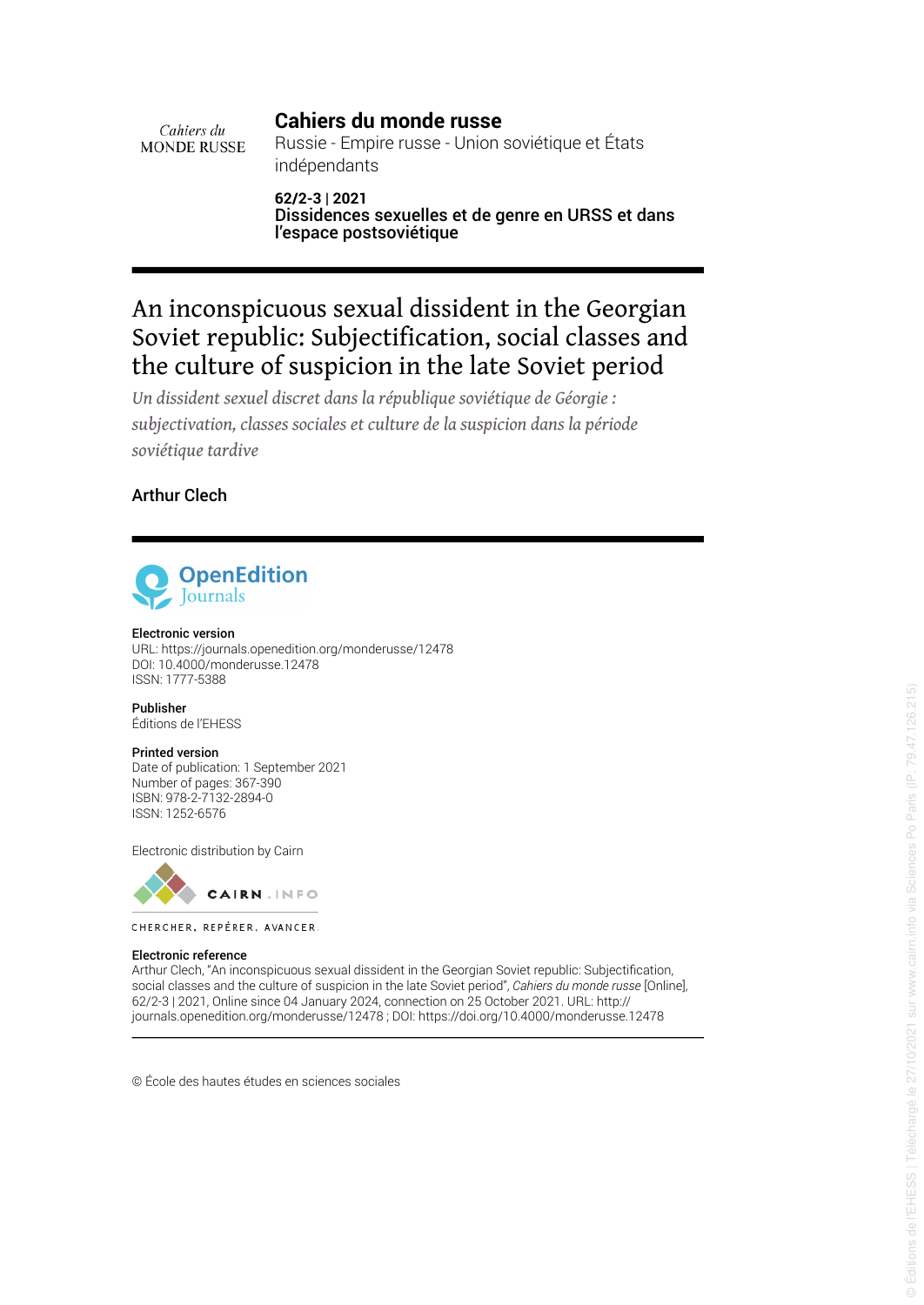Cahiers du MONDE RUSSE

**Cahiers du monde russe**

Russie - Empire russe - Union soviétique et États indépendants

**62/2-3 | 2021**

**Dissidences sexuelles et de genre en URSS et dans l'espace postsoviétique**

# An inconspicuous sexual dissident in the Georgian Soviet republic: Subjectification, social classes and the culture of suspicion in the late Soviet period

*Un dissident sexuel discret dans la république soviétique de Géorgie : subjectivation, classes sociales et culture de la suspicion dans la période soviétique tardive*

**Arthur Clech**

OpenEdition Journals

**Electronic version**
URL: https://journals.openedition.org/monderusse/12478
DOI: 10.4000/monderusse.12478
ISSN: 1777-5388

**Publisher**
Éditions de l'EHESS

**Printed version**
Date of publication: 1 September 2021
Number of pages: 367-390
ISBN: 978-2-7132-2894-0
ISSN: 1252-6576

Electronic distribution by Cairn

CAIRN.INFO

CHERCHER, REPÉRER, AVANCER.

**Electronic reference**
Arthur Clech, "An inconspicuous sexual dissident in the Georgian Soviet republic: Subjectification, social classes and the culture of suspicion in the late Soviet period", *Cahiers du monde russe* [Online], 62/2-3 | 2021, Online since 04 January 2024, connection on 25 October 2021. URL: http://journals.openedition.org/monderusse/12478 ; DOI: https://doi.org/10.4000/monderusse.12478

© École des hautes études en sciences sociales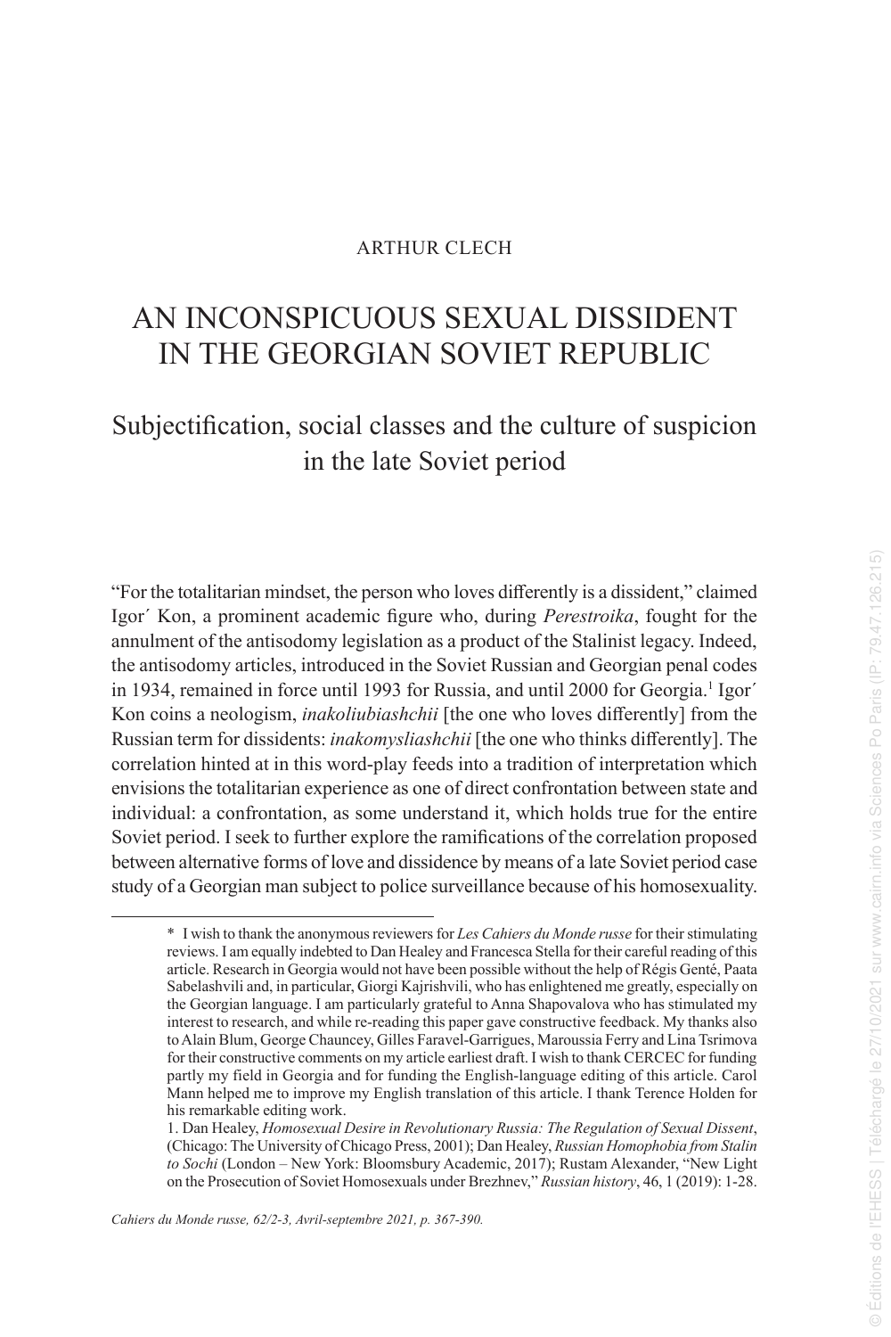ARTHUR CLECH

# AN INCONSPICUOUS SEXUAL DISSIDENT IN THE GEORGIAN SOVIET REPUBLIC

## Subjectification, social classes and the culture of suspicion in the late Soviet period

"For the totalitarian mindset, the person who loves differently is a dissident," claimed Igor´ Kon, a prominent academic figure who, during *Perestroika*, fought for the annulment of the antisodomy legislation as a product of the Stalinist legacy. Indeed, the antisodomy articles, introduced in the Soviet Russian and Georgian penal codes in 1934, remained in force until 1993 for Russia, and until 2000 for Georgia.[1] Igor´ Kon coins a neologism, *inakoliubiashchii* [the one who loves differently] from the Russian term for dissidents: *inakomysliashchii* [the one who thinks differently]. The correlation hinted at in this word-play feeds into a tradition of interpretation which envisions the totalitarian experience as one of direct confrontation between state and individual: a confrontation, as some understand it, which holds true for the entire Soviet period. I seek to further explore the ramifications of the correlation proposed between alternative forms of love and dissidence by means of a late Soviet period case study of a Georgian man subject to police surveillance because of his homosexuality.

---

\* I wish to thank the anonymous reviewers for *Les Cahiers du Monde russe* for their stimulating reviews. I am equally indebted to Dan Healey and Francesca Stella for their careful reading of this article. Research in Georgia would not have been possible without the help of Régis Genté, Paata Sabelashvili and, in particular, Giorgi Kajrishvili, who has enlightened me greatly, especially on the Georgian language. I am particularly grateful to Anna Shapovalova who has stimulated my interest to research, and while re-reading this paper gave constructive feedback. My thanks also to Alain Blum, George Chauncey, Gilles Faravel-Garrigues, Maroussia Ferry and Lina Tsrimova for their constructive comments on my article earliest draft. I wish to thank CERCEC for funding partly my field in Georgia and for funding the English-language editing of this article. Carol Mann helped me to improve my English translation of this article. I thank Terence Holden for his remarkable editing work.

1. Dan Healey, *Homosexual Desire in Revolutionary Russia: The Regulation of Sexual Dissent*, (Chicago: The University of Chicago Press, 2001); Dan Healey, *Russian Homophobia from Stalin to Sochi* (London – New York: Bloomsbury Academic, 2017); Rustam Alexander, "New Light on the Prosecution of Soviet Homosexuals under Brezhnev," *Russian history*, 46, 1 (2019): 1-28.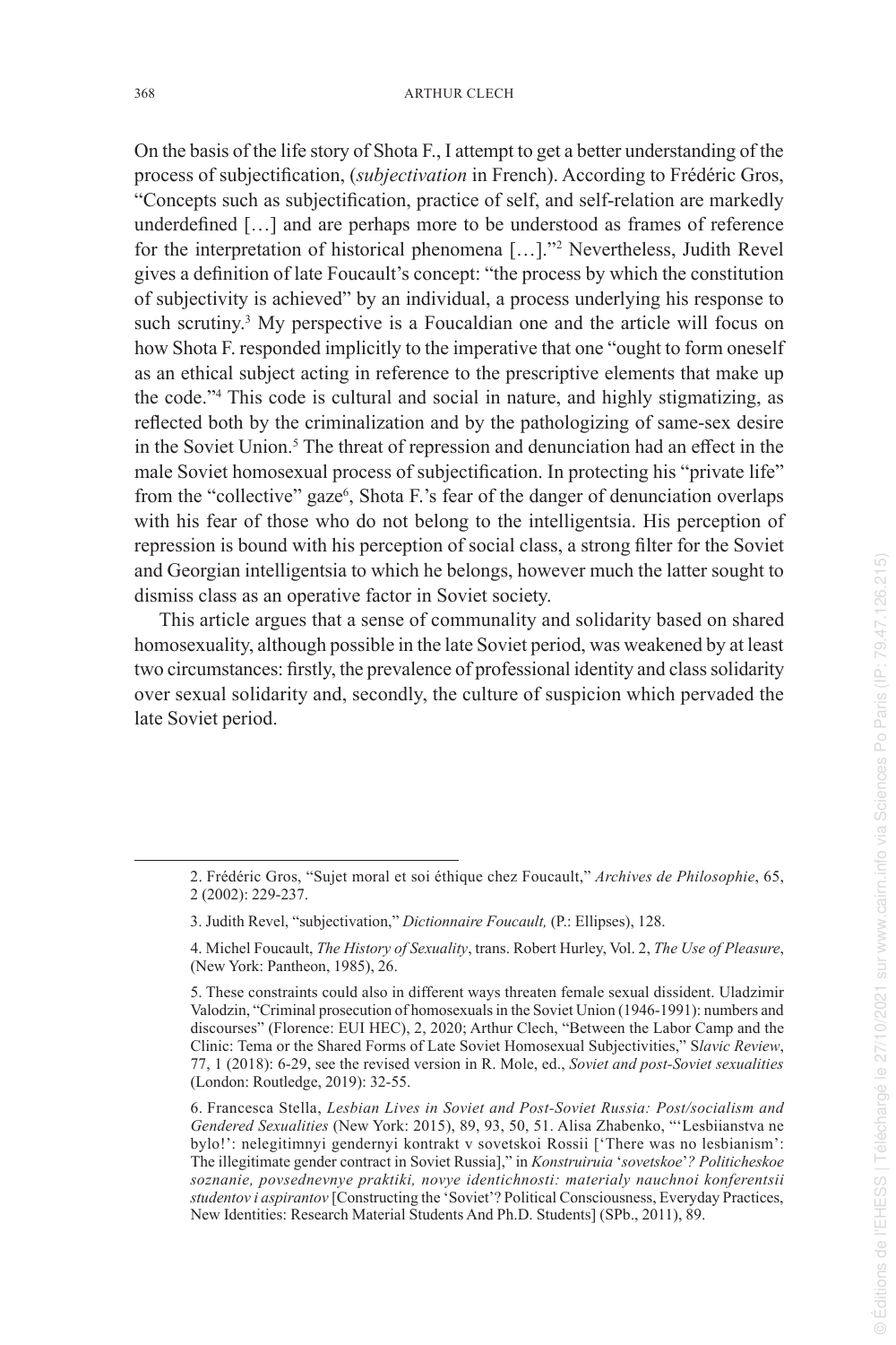On the basis of the life story of Shota F., I attempt to get a better understanding of the process of subjectification, (*subjectivation* in French). According to Frédéric Gros, "Concepts such as subjectification, practice of self, and self-relation are markedly underdefined […] and are perhaps more to be understood as frames of reference for the interpretation of historical phenomena […]."[2] Nevertheless, Judith Revel gives a definition of late Foucault's concept: "the process by which the constitution of subjectivity is achieved" by an individual, a process underlying his response to such scrutiny.[3] My perspective is a Foucaldian one and the article will focus on how Shota F. responded implicitly to the imperative that one "ought to form oneself as an ethical subject acting in reference to the prescriptive elements that make up the code."[4] This code is cultural and social in nature, and highly stigmatizing, as reflected both by the criminalization and by the pathologizing of same-sex desire in the Soviet Union.[5] The threat of repression and denunciation had an effect in the male Soviet homosexual process of subjectification. In protecting his "private life" from the "collective" gaze[6], Shota F.'s fear of the danger of denunciation overlaps with his fear of those who do not belong to the intelligentsia. His perception of repression is bound with his perception of social class, a strong filter for the Soviet and Georgian intelligentsia to which he belongs, however much the latter sought to dismiss class as an operative factor in Soviet society.

This article argues that a sense of communality and solidarity based on shared homosexuality, although possible in the late Soviet period, was weakened by at least two circumstances: firstly, the prevalence of professional identity and class solidarity over sexual solidarity and, secondly, the culture of suspicion which pervaded the late Soviet period.

---

2. Frédéric Gros, "Sujet moral et soi éthique chez Foucault," *Archives de Philosophie*, 65, 2 (2002): 229-237.

3. Judith Revel, "subjectivation," *Dictionnaire Foucault,* (P.: Ellipses), 128.

4. Michel Foucault, *The History of Sexuality*, trans. Robert Hurley, Vol. 2, *The Use of Pleasure*, (New York: Pantheon, 1985), 26.

5. These constraints could also in different ways threaten female sexual dissident. Uladzimir Valodzin, "Criminal prosecution of homosexuals in the Soviet Union (1946-1991): numbers and discourses" (Florence: EUI HEC), 2, 2020; Arthur Clech, "Between the Labor Camp and the Clinic: Tema or the Shared Forms of Late Soviet Homosexual Subjectivities," S*lavic Review*, 77, 1 (2018): 6-29, see the revised version in R. Mole, ed., *Soviet and post-Soviet sexualities* (London: Routledge, 2019): 32-55.

6. Francesca Stella, *Lesbian Lives in Soviet and Post-Soviet Russia: Post/socialism and Gendered Sexualities* (New York: 2015), 89, 93, 50, 51. Alisa Zhabenko, "'Lesbiianstva ne bylo!': nelegitimnyi gendernyi kontrakt v sovetskoi Rossii ['There was no lesbianism': The illegitimate gender contract in Soviet Russia]," in *Konstruiruia* '*sovetskoe*'*? Politicheskoe soznanie, povsednevnye praktiki, novye identichnosti: materialy nauchnoi konferentsii studentov i aspirantov* [Constructing the 'Soviet'? Political Consciousness, Everyday Practices, New Identities: Research Material Students And Ph.D. Students] (SPb., 2011), 89.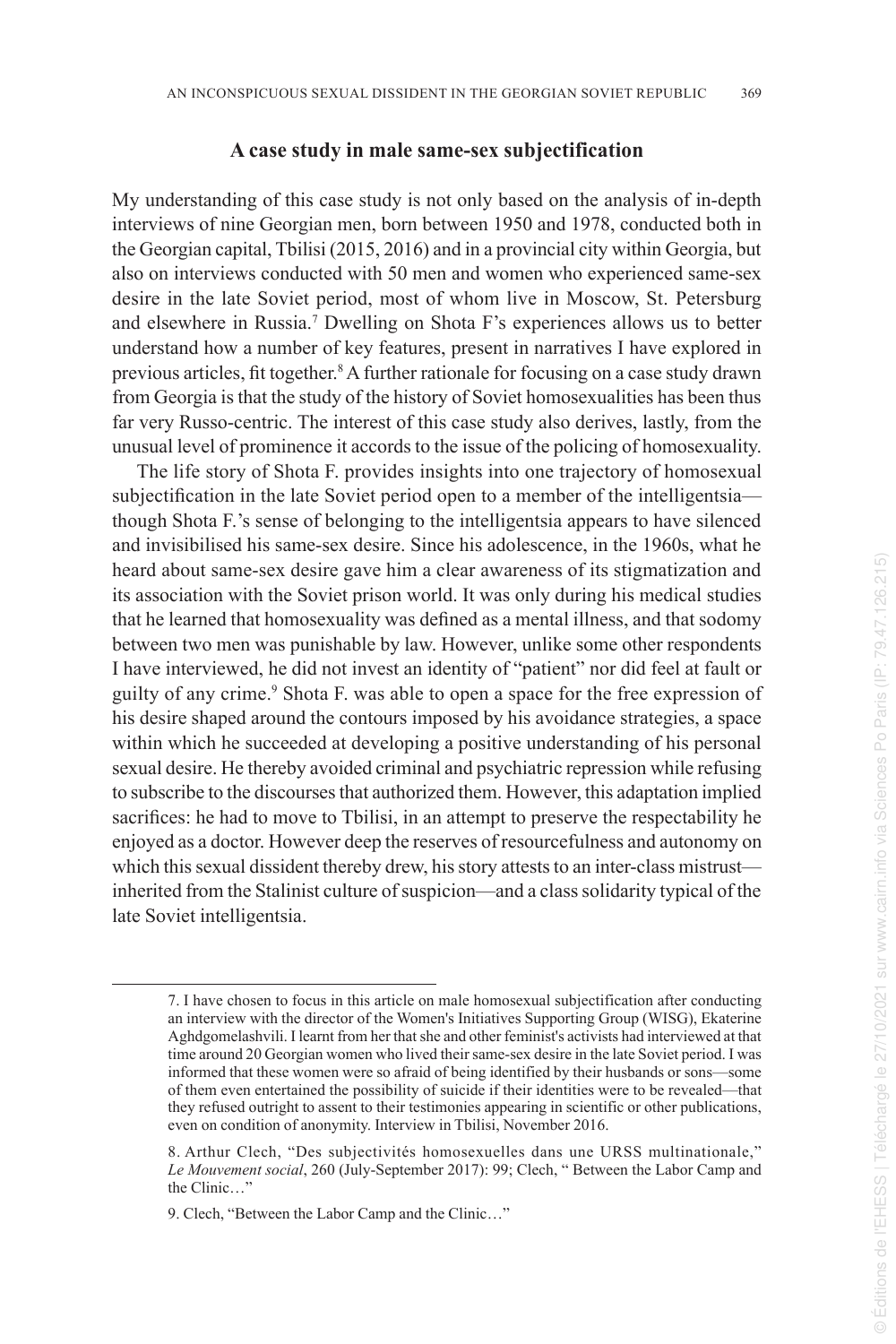## A case study in male same-sex subjectification

My understanding of this case study is not only based on the analysis of in-depth interviews of nine Georgian men, born between 1950 and 1978, conducted both in the Georgian capital, Tbilisi (2015, 2016) and in a provincial city within Georgia, but also on interviews conducted with 50 men and women who experienced same-sex desire in the late Soviet period, most of whom live in Moscow, St. Petersburg and elsewhere in Russia.[7] Dwelling on Shota F's experiences allows us to better understand how a number of key features, present in narratives I have explored in previous articles, fit together.[8] A further rationale for focusing on a case study drawn from Georgia is that the study of the history of Soviet homosexualities has been thus far very Russo-centric. The interest of this case study also derives, lastly, from the unusual level of prominence it accords to the issue of the policing of homosexuality.

The life story of Shota F. provides insights into one trajectory of homosexual subjectification in the late Soviet period open to a member of the intelligentsia—though Shota F.'s sense of belonging to the intelligentsia appears to have silenced and invisibilised his same-sex desire. Since his adolescence, in the 1960s, what he heard about same-sex desire gave him a clear awareness of its stigmatization and its association with the Soviet prison world. It was only during his medical studies that he learned that homosexuality was defined as a mental illness, and that sodomy between two men was punishable by law. However, unlike some other respondents I have interviewed, he did not invest an identity of "patient" nor did feel at fault or guilty of any crime.[9] Shota F. was able to open a space for the free expression of his desire shaped around the contours imposed by his avoidance strategies, a space within which he succeeded at developing a positive understanding of his personal sexual desire. He thereby avoided criminal and psychiatric repression while refusing to subscribe to the discourses that authorized them. However, this adaptation implied sacrifices: he had to move to Tbilisi, in an attempt to preserve the respectability he enjoyed as a doctor. However deep the reserves of resourcefulness and autonomy on which this sexual dissident thereby drew, his story attests to an inter-class mistrust—inherited from the Stalinist culture of suspicion—and a class solidarity typical of the late Soviet intelligentsia.

---

7. I have chosen to focus in this article on male homosexual subjectification after conducting an interview with the director of the Women's Initiatives Supporting Group (WISG), Ekaterine Aghdgomelashvili. I learnt from her that she and other feminist's activists had interviewed at that time around 20 Georgian women who lived their same-sex desire in the late Soviet period. I was informed that these women were so afraid of being identified by their husbands or sons—some of them even entertained the possibility of suicide if their identities were to be revealed—that they refused outright to assent to their testimonies appearing in scientific or other publications, even on condition of anonymity. Interview in Tbilisi, November 2016.

8. Arthur Clech, "Des subjectivités homosexuelles dans une URSS multinationale," *Le Mouvement social*, 260 (July-September 2017): 99; Clech, " Between the Labor Camp and the Clinic…"

9. Clech, "Between the Labor Camp and the Clinic…"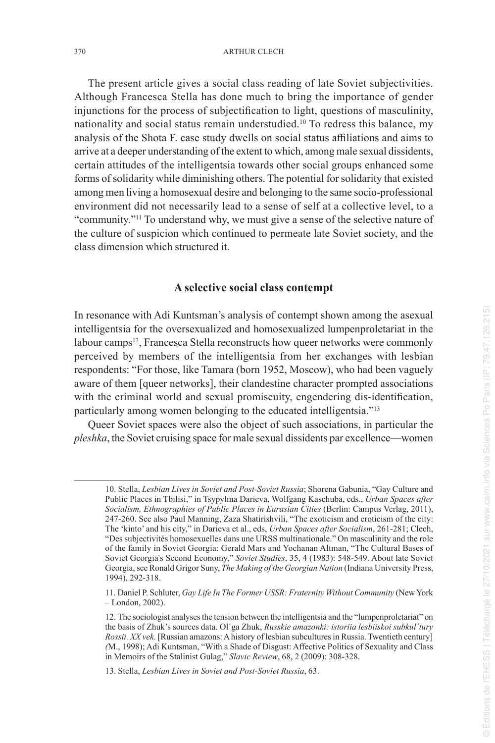The present article gives a social class reading of late Soviet subjectivities. Although Francesca Stella has done much to bring the importance of gender injunctions for the process of subjectification to light, questions of masculinity, nationality and social status remain understudied.[10] To redress this balance, my analysis of the Shota F. case study dwells on social status affiliations and aims to arrive at a deeper understanding of the extent to which, among male sexual dissidents, certain attitudes of the intelligentsia towards other social groups enhanced some forms of solidarity while diminishing others. The potential for solidarity that existed among men living a homosexual desire and belonging to the same socio-professional environment did not necessarily lead to a sense of self at a collective level, to a "community."[11] To understand why, we must give a sense of the selective nature of the culture of suspicion which continued to permeate late Soviet society, and the class dimension which structured it.

## A selective social class contempt

In resonance with Adi Kuntsman's analysis of contempt shown among the asexual intelligentsia for the oversexualized and homosexualized lumpenproletariat in the labour camps[12], Francesca Stella reconstructs how queer networks were commonly perceived by members of the intelligentsia from her exchanges with lesbian respondents: "For those, like Tamara (born 1952, Moscow), who had been vaguely aware of them [queer networks], their clandestine character prompted associations with the criminal world and sexual promiscuity, engendering dis-identification, particularly among women belonging to the educated intelligentsia."[13]

Queer Soviet spaces were also the object of such associations, in particular the *pleshka*, the Soviet cruising space for male sexual dissidents par excellence—women

10. Stella, *Lesbian Lives in Soviet and Post-Soviet Russia*; Shorena Gabunia, "Gay Culture and Public Places in Tbilisi," in Tsypylma Darieva, Wolfgang Kaschuba, eds., *Urban Spaces after Socialism, Ethnographies of Public Places in Eurasian Cities* (Berlin: Campus Verlag, 2011), 247-260. See also Paul Manning, Zaza Shatirishvili, "The exoticism and eroticism of the city: The 'kinto' and his city," in Darieva et al., eds, *Urban Spaces after Socialism*, 261-281; Clech, "Des subjectivités homosexuelles dans une URSS multinationale." On masculinity and the role of the family in Soviet Georgia: Gerald Mars and Yochanan Altman, "The Cultural Bases of Soviet Georgia's Second Economy," *Soviet Studies*, 35, 4 (1983): 548-549. About late Soviet Georgia, see Ronald Grigor Suny, *The Making of the Georgian Nation* (Indiana University Press, 1994), 292-318.

11. Daniel P. Schluter, *Gay Life In The Former USSR: Fraternity Without Community* (New York – London, 2002).

12. The sociologist analyses the tension between the intelligentsia and the "lumpenproletariat" on the basis of Zhuk's sources data. Ol´ga Zhuk, *Russkie amazonki: istoriia lesbiiskoi subkul´tury Rossii. XX vek.* [Russian amazons: A history of lesbian subcultures in Russia. Twentieth century] *(*M., 1998); Adi Kuntsman, "With a Shade of Disgust: Affective Politics of Sexuality and Class in Memoirs of the Stalinist Gulag," *Slavic Review*, 68, 2 (2009): 308-328.

13. Stella, *Lesbian Lives in Soviet and Post-Soviet Russia*, 63.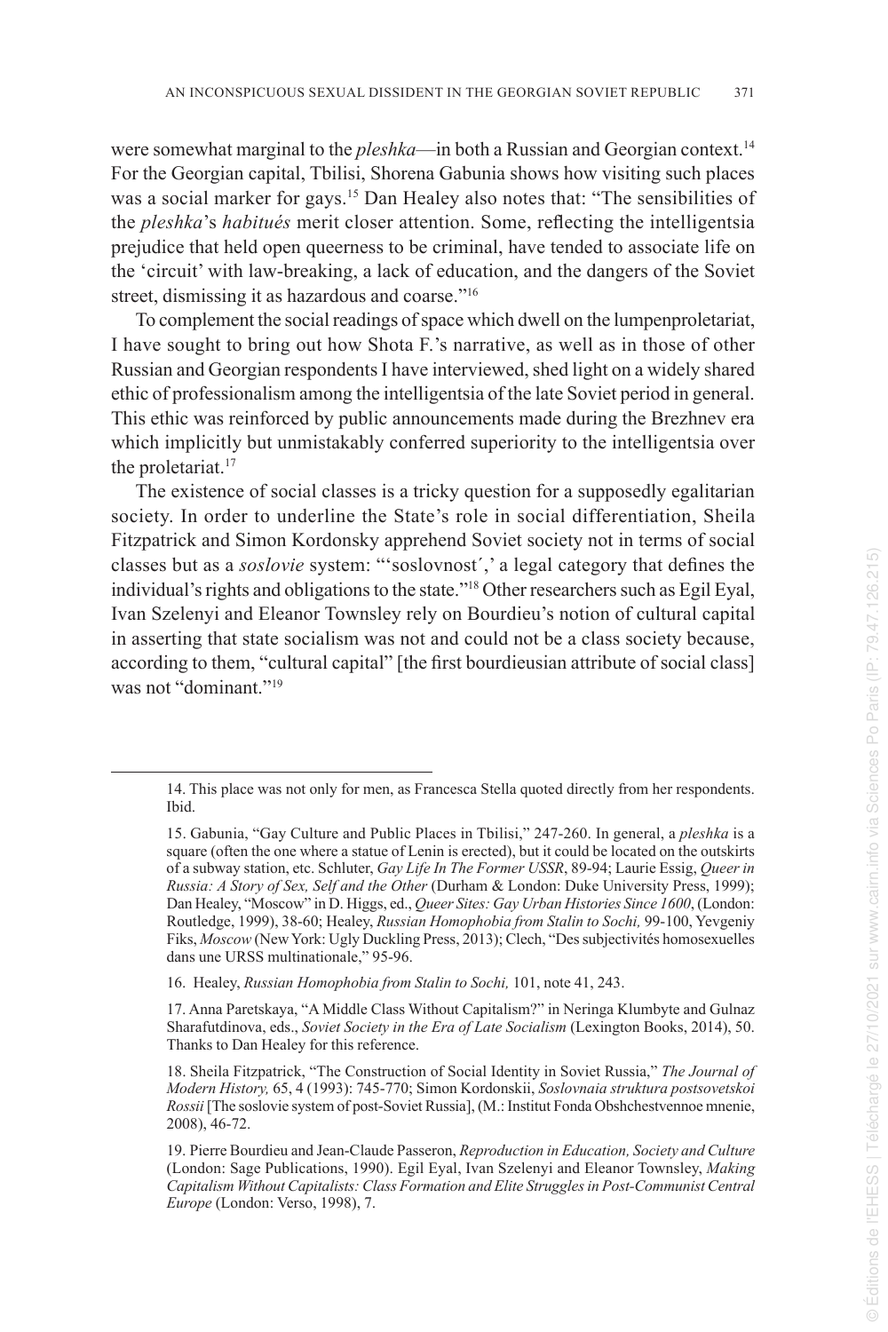were somewhat marginal to the *pleshka*—in both a Russian and Georgian context.[14] For the Georgian capital, Tbilisi, Shorena Gabunia shows how visiting such places was a social marker for gays.[15] Dan Healey also notes that: "The sensibilities of the *pleshka*'s *habitués* merit closer attention. Some, reflecting the intelligentsia prejudice that held open queerness to be criminal, have tended to associate life on the 'circuit' with law-breaking, a lack of education, and the dangers of the Soviet street, dismissing it as hazardous and coarse."[16]

To complement the social readings of space which dwell on the lumpenproletariat, I have sought to bring out how Shota F.'s narrative, as well as in those of other Russian and Georgian respondents I have interviewed, shed light on a widely shared ethic of professionalism among the intelligentsia of the late Soviet period in general. This ethic was reinforced by public announcements made during the Brezhnev era which implicitly but unmistakably conferred superiority to the intelligentsia over the proletariat.[17]

The existence of social classes is a tricky question for a supposedly egalitarian society. In order to underline the State's role in social differentiation, Sheila Fitzpatrick and Simon Kordonsky apprehend Soviet society not in terms of social classes but as a *soslovie* system: "'soslovnost´,' a legal category that defines the individual's rights and obligations to the state."[18] Other researchers such as Egil Eyal, Ivan Szelenyi and Eleanor Townsley rely on Bourdieu's notion of cultural capital in asserting that state socialism was not and could not be a class society because, according to them, "cultural capital" [the first bourdieusian attribute of social class] was not "dominant."[19]

---

14. This place was not only for men, as Francesca Stella quoted directly from her respondents. Ibid.

15. Gabunia, "Gay Culture and Public Places in Tbilisi," 247-260. In general, a *pleshka* is a square (often the one where a statue of Lenin is erected), but it could be located on the outskirts of a subway station, etc. Schluter, *Gay Life In The Former USSR*, 89-94; Laurie Essig, *Queer in Russia: A Story of Sex, Self and the Other* (Durham & London: Duke University Press, 1999); Dan Healey, "Moscow" in D. Higgs, ed., *Queer Sites: Gay Urban Histories Since 1600*, (London: Routledge, 1999), 38-60; Healey, *Russian Homophobia from Stalin to Sochi,* 99-100, Yevgeniy Fiks, *Moscow* (New York: Ugly Duckling Press, 2013); Clech, "Des subjectivités homosexuelles dans une URSS multinationale," 95-96.

16. Healey, *Russian Homophobia from Stalin to Sochi,* 101, note 41, 243.

17. Anna Paretskaya, "A Middle Class Without Capitalism?" in Neringa Klumbyte and Gulnaz Sharafutdinova, eds., *Soviet Society in the Era of Late Socialism* (Lexington Books, 2014), 50. Thanks to Dan Healey for this reference.

18. Sheila Fitzpatrick, "The Construction of Social Identity in Soviet Russia," *The Journal of Modern History,* 65, 4 (1993): 745-770; Simon Kordonskii, *Soslovnaia struktura postsovetskoi Rossii* [The soslovie system of post-Soviet Russia], (M.: Institut Fonda Obshchestvennoe mnenie, 2008), 46-72.

19. Pierre Bourdieu and Jean-Claude Passeron, *Reproduction in Education, Society and Culture* (London: Sage Publications, 1990). Egil Eyal, Ivan Szelenyi and Eleanor Townsley, *Making Capitalism Without Capitalists: Class Formation and Elite Struggles in Post-Communist Central Europe* (London: Verso, 1998), 7.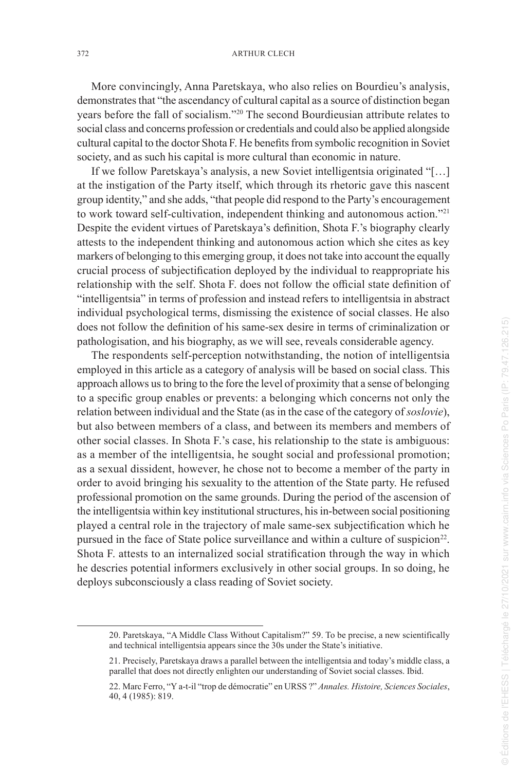More convincingly, Anna Paretskaya, who also relies on Bourdieu's analysis, demonstrates that "the ascendancy of cultural capital as a source of distinction began years before the fall of socialism."[20] The second Bourdieusian attribute relates to social class and concerns profession or credentials and could also be applied alongside cultural capital to the doctor Shota F. He benefits from symbolic recognition in Soviet society, and as such his capital is more cultural than economic in nature.

If we follow Paretskaya's analysis, a new Soviet intelligentsia originated "[…] at the instigation of the Party itself, which through its rhetoric gave this nascent group identity," and she adds, "that people did respond to the Party's encouragement to work toward self-cultivation, independent thinking and autonomous action."[21] Despite the evident virtues of Paretskaya's definition, Shota F.'s biography clearly attests to the independent thinking and autonomous action which she cites as key markers of belonging to this emerging group, it does not take into account the equally crucial process of subjectification deployed by the individual to reappropriate his relationship with the self. Shota F. does not follow the official state definition of "intelligentsia" in terms of profession and instead refers to intelligentsia in abstract individual psychological terms, dismissing the existence of social classes. He also does not follow the definition of his same-sex desire in terms of criminalization or pathologisation, and his biography, as we will see, reveals considerable agency.

The respondents self-perception notwithstanding, the notion of intelligentsia employed in this article as a category of analysis will be based on social class. This approach allows us to bring to the fore the level of proximity that a sense of belonging to a specific group enables or prevents: a belonging which concerns not only the relation between individual and the State (as in the case of the category of *soslovie*), but also between members of a class, and between its members and members of other social classes. In Shota F.'s case, his relationship to the state is ambiguous: as a member of the intelligentsia, he sought social and professional promotion; as a sexual dissident, however, he chose not to become a member of the party in order to avoid bringing his sexuality to the attention of the State party. He refused professional promotion on the same grounds. During the period of the ascension of the intelligentsia within key institutional structures, his in-between social positioning played a central role in the trajectory of male same-sex subjectification which he pursued in the face of State police surveillance and within a culture of suspicion[22]. Shota F. attests to an internalized social stratification through the way in which he descries potential informers exclusively in other social groups. In so doing, he deploys subconsciously a class reading of Soviet society.

---

20. Paretskaya, "A Middle Class Without Capitalism?" 59. To be precise, a new scientifically and technical intelligentsia appears since the 30s under the State's initiative.

21. Precisely, Paretskaya draws a parallel between the intelligentsia and today's middle class, a parallel that does not directly enlighten our understanding of Soviet social classes. Ibid.

22. Marc Ferro, "Y a-t-il "trop de démocratie" en URSS ?" *Annales. Histoire, Sciences Sociales*, 40, 4 (1985): 819.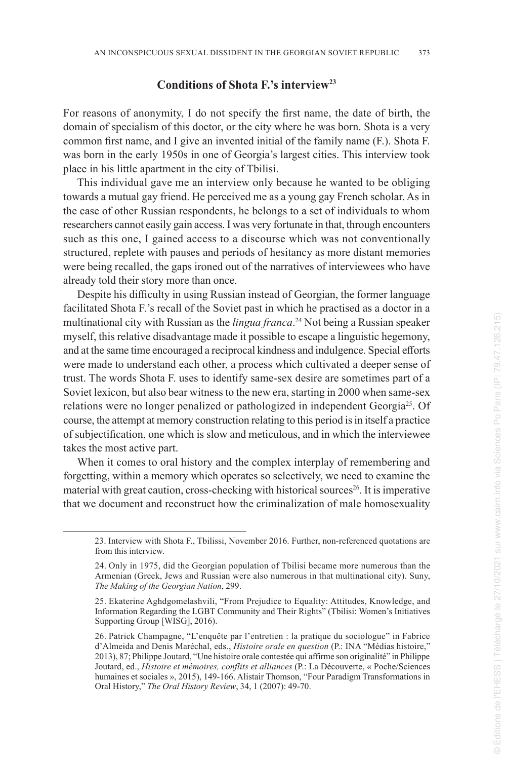## Conditions of Shota F.'s interview[23]

For reasons of anonymity, I do not specify the first name, the date of birth, the domain of specialism of this doctor, or the city where he was born. Shota is a very common first name, and I give an invented initial of the family name (F.). Shota F. was born in the early 1950s in one of Georgia's largest cities. This interview took place in his little apartment in the city of Tbilisi.

This individual gave me an interview only because he wanted to be obliging towards a mutual gay friend. He perceived me as a young gay French scholar. As in the case of other Russian respondents, he belongs to a set of individuals to whom researchers cannot easily gain access. I was very fortunate in that, through encounters such as this one, I gained access to a discourse which was not conventionally structured, replete with pauses and periods of hesitancy as more distant memories were being recalled, the gaps ironed out of the narratives of interviewees who have already told their story more than once.

Despite his difficulty in using Russian instead of Georgian, the former language facilitated Shota F.'s recall of the Soviet past in which he practised as a doctor in a multinational city with Russian as the *lingua franca*.[24] Not being a Russian speaker myself, this relative disadvantage made it possible to escape a linguistic hegemony, and at the same time encouraged a reciprocal kindness and indulgence. Special efforts were made to understand each other, a process which cultivated a deeper sense of trust. The words Shota F. uses to identify same-sex desire are sometimes part of a Soviet lexicon, but also bear witness to the new era, starting in 2000 when same-sex relations were no longer penalized or pathologized in independent Georgia[25]. Of course, the attempt at memory construction relating to this period is in itself a practice of subjectification, one which is slow and meticulous, and in which the interviewee takes the most active part.

When it comes to oral history and the complex interplay of remembering and forgetting, within a memory which operates so selectively, we need to examine the material with great caution, cross-checking with historical sources[26]. It is imperative that we document and reconstruct how the criminalization of male homosexuality

---

23. Interview with Shota F., Tbilissi, November 2016. Further, non-referenced quotations are from this interview.

24. Only in 1975, did the Georgian population of Tbilisi became more numerous than the Armenian (Greek, Jews and Russian were also numerous in that multinational city). Suny, *The Making of the Georgian Nation*, 299.

25. Ekaterine Aghdgomelashvili, "From Prejudice to Equality: Attitudes, Knowledge, and Information Regarding the LGBT Community and Their Rights" (Tbilisi: Women's Initiatives Supporting Group [WISG], 2016).

26. Patrick Champagne, "L'enquête par l'entretien : la pratique du sociologue" in Fabrice d'Almeida and Denis Maréchal, eds., *Histoire orale en question* (P.: INA "Médias histoire," 2013), 87; Philippe Joutard, "Une histoire orale contestée qui affirme son originalité" in Philippe Joutard, ed., *Histoire et mémoires, conflits et alliances* (P.: La Découverte, « Poche/Sciences humaines et sociales », 2015), 149-166. Alistair Thomson, "Four Paradigm Transformations in Oral History," *The Oral History Review*, 34, 1 (2007): 49-70.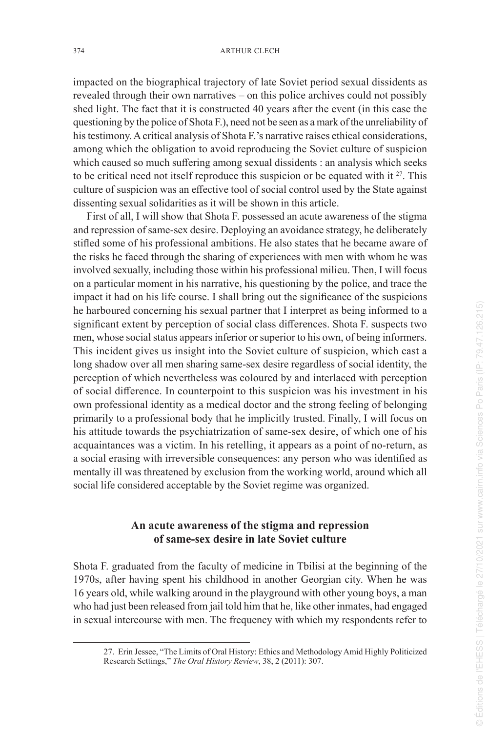impacted on the biographical trajectory of late Soviet period sexual dissidents as revealed through their own narratives – on this police archives could not possibly shed light. The fact that it is constructed 40 years after the event (in this case the questioning by the police of Shota F.), need not be seen as a mark of the unreliability of his testimony. A critical analysis of Shota F.'s narrative raises ethical considerations, among which the obligation to avoid reproducing the Soviet culture of suspicion which caused so much suffering among sexual dissidents : an analysis which seeks to be critical need not itself reproduce this suspicion or be equated with it [27]. This culture of suspicion was an effective tool of social control used by the State against dissenting sexual solidarities as it will be shown in this article.

First of all, I will show that Shota F. possessed an acute awareness of the stigma and repression of same-sex desire. Deploying an avoidance strategy, he deliberately stifled some of his professional ambitions. He also states that he became aware of the risks he faced through the sharing of experiences with men with whom he was involved sexually, including those within his professional milieu. Then, I will focus on a particular moment in his narrative, his questioning by the police, and trace the impact it had on his life course. I shall bring out the significance of the suspicions he harboured concerning his sexual partner that I interpret as being informed to a significant extent by perception of social class differences. Shota F. suspects two men, whose social status appears inferior or superior to his own, of being informers. This incident gives us insight into the Soviet culture of suspicion, which cast a long shadow over all men sharing same-sex desire regardless of social identity, the perception of which nevertheless was coloured by and interlaced with perception of social difference. In counterpoint to this suspicion was his investment in his own professional identity as a medical doctor and the strong feeling of belonging primarily to a professional body that he implicitly trusted. Finally, I will focus on his attitude towards the psychiatrization of same-sex desire, of which one of his acquaintances was a victim. In his retelling, it appears as a point of no-return, as a social erasing with irreversible consequences: any person who was identified as mentally ill was threatened by exclusion from the working world, around which all social life considered acceptable by the Soviet regime was organized.

## An acute awareness of the stigma and repression of same-sex desire in late Soviet culture

Shota F. graduated from the faculty of medicine in Tbilisi at the beginning of the 1970s, after having spent his childhood in another Georgian city. When he was 16 years old, while walking around in the playground with other young boys, a man who had just been released from jail told him that he, like other inmates, had engaged in sexual intercourse with men. The frequency with which my respondents refer to

27. Erin Jessee, "The Limits of Oral History: Ethics and Methodology Amid Highly Politicized Research Settings," *The Oral History Review*, 38, 2 (2011): 307.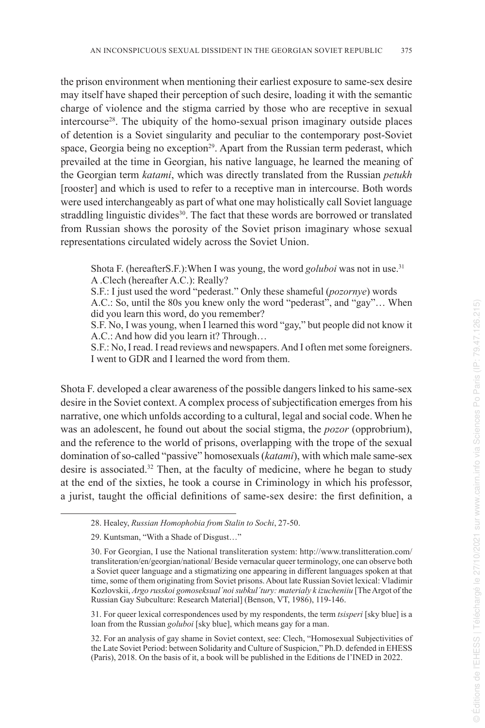the prison environment when mentioning their earliest exposure to same-sex desire may itself have shaped their perception of such desire, loading it with the semantic charge of violence and the stigma carried by those who are receptive in sexual intercourse[28]. The ubiquity of the homo-sexual prison imaginary outside places of detention is a Soviet singularity and peculiar to the contemporary post-Soviet space, Georgia being no exception[29]. Apart from the Russian term pederast, which prevailed at the time in Georgian, his native language, he learned the meaning of the Georgian term *katami*, which was directly translated from the Russian *petukh* [rooster] and which is used to refer to a receptive man in intercourse. Both words were used interchangeably as part of what one may holistically call Soviet language straddling linguistic divides[30]. The fact that these words are borrowed or translated from Russian shows the porosity of the Soviet prison imaginary whose sexual representations circulated widely across the Soviet Union.

> Shota F. (hereafterS.F.):When I was young, the word *goluboi* was not in use.[31]
> A .Clech (hereafter A.C.): Really?
> S.F.: I just used the word "pederast." Only these shameful (*pozornye*) words
> A.C.: So, until the 80s you knew only the word "pederast", and "gay"… When did you learn this word, do you remember?
> S.F. No, I was young, when I learned this word "gay," but people did not know it
> A.C.: And how did you learn it? Through…
> S.F.: No, I read. I read reviews and newspapers. And I often met some foreigners. I went to GDR and I learned the word from them.

Shota F. developed a clear awareness of the possible dangers linked to his same-sex desire in the Soviet context. A complex process of subjectification emerges from his narrative, one which unfolds according to a cultural, legal and social code. When he was an adolescent, he found out about the social stigma, the *pozor* (opprobrium), and the reference to the world of prisons, overlapping with the trope of the sexual domination of so-called "passive" homosexuals (*katami*), with which male same-sex desire is associated.[32] Then, at the faculty of medicine, where he began to study at the end of the sixties, he took a course in Criminology in which his professor, a jurist, taught the official definitions of same-sex desire: the first definition, a

---

28. Healey, *Russian Homophobia from Stalin to Sochi*, 27-50.

29. Kuntsman, "With a Shade of Disgust…"

30. For Georgian, I use the National transliteration system: http://www.translitteration.com/transliteration/en/georgian/national/ Beside vernacular queer terminology, one can observe both a Soviet queer language and a stigmatizing one appearing in different languages spoken at that time, some of them originating from Soviet prisons. About late Russian Soviet lexical: Vladimir Kozlovskii, *Argo russkoi gomoseksual'noi subkul'tury: materialy k izucheniiu* [The Argot of the Russian Gay Subculture: Research Material] (Benson, VT, 1986), 119-146.

31. For queer lexical correspondences used by my respondents, the term *tsisperi* [sky blue] is a loan from the Russian *goluboi* [sky blue], which means gay for a man.

32. For an analysis of gay shame in Soviet context, see: Clech, "Homosexual Subjectivities of the Late Soviet Period: between Solidarity and Culture of Suspicion," Ph.D. defended in EHESS (Paris), 2018. On the basis of it, a book will be published in the Editions de l'INED in 2022.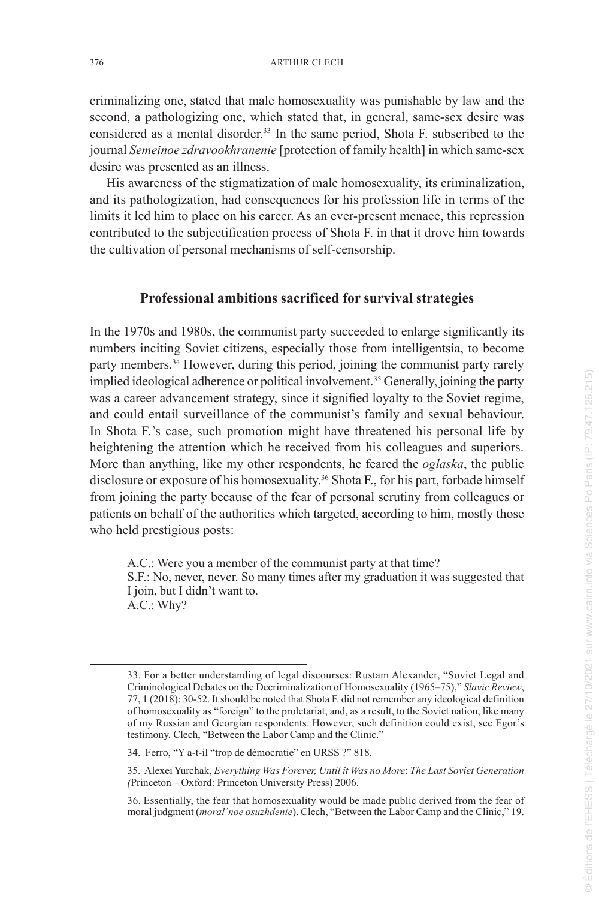criminalizing one, stated that male homosexuality was punishable by law and the second, a pathologizing one, which stated that, in general, same-sex desire was considered as a mental disorder.[33] In the same period, Shota F. subscribed to the journal *Semeinoe zdravookhranenie* [protection of family health] in which same-sex desire was presented as an illness.

His awareness of the stigmatization of male homosexuality, its criminalization, and its pathologization, had consequences for his profession life in terms of the limits it led him to place on his career. As an ever-present menace, this repression contributed to the subjectification process of Shota F. in that it drove him towards the cultivation of personal mechanisms of self-censorship.

## Professional ambitions sacrificed for survival strategies

In the 1970s and 1980s, the communist party succeeded to enlarge significantly its numbers inciting Soviet citizens, especially those from intelligentsia, to become party members.[34] However, during this period, joining the communist party rarely implied ideological adherence or political involvement.[35] Generally, joining the party was a career advancement strategy, since it signified loyalty to the Soviet regime, and could entail surveillance of the communist's family and sexual behaviour. In Shota F.'s case, such promotion might have threatened his personal life by heightening the attention which he received from his colleagues and superiors. More than anything, like my other respondents, he feared the *oglaska*, the public disclosure or exposure of his homosexuality.[36] Shota F., for his part, forbade himself from joining the party because of the fear of personal scrutiny from colleagues or patients on behalf of the authorities which targeted, according to him, mostly those who held prestigious posts:

> A.C.: Were you a member of the communist party at that time?
> S.F.: No, never, never. So many times after my graduation it was suggested that I join, but I didn't want to.
> A.C.: Why?

---

33. For a better understanding of legal discourses: Rustam Alexander, "Soviet Legal and Criminological Debates on the Decriminalization of Homosexuality (1965–75)," *Slavic Review*, 77, 1 (2018): 30-52. It should be noted that Shota F. did not remember any ideological definition of homosexuality as "foreign" to the proletariat, and, as a result, to the Soviet nation, like many of my Russian and Georgian respondents. However, such definition could exist, see Egor's testimony. Clech, "Between the Labor Camp and the Clinic."

34. Ferro, "Y a-t-il "trop de démocratie" en URSS ?" 818.

35. Alexei Yurchak, *Everything Was Forever, Until it Was no More*: *The Last Soviet Generation (*Princeton – Oxford: Princeton University Press) 2006.

36. Essentially, the fear that homosexuality would be made public derived from the fear of moral judgment (*moral´noe osuzhdenie*). Clech, "Between the Labor Camp and the Clinic," 19.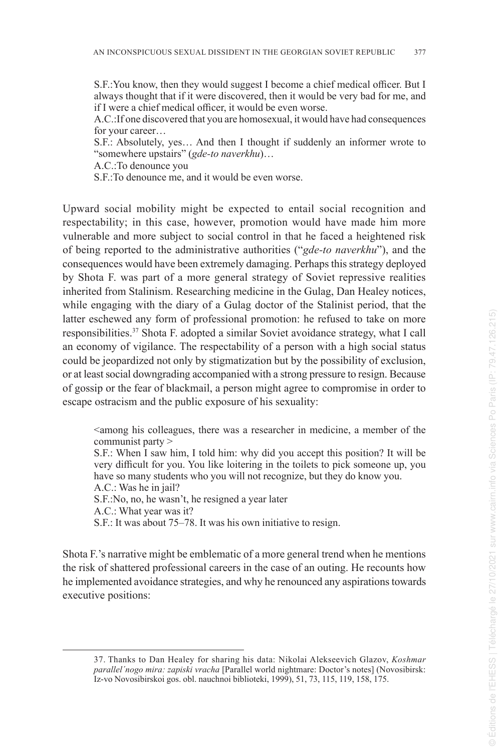S.F.:You know, then they would suggest I become a chief medical officer. But I always thought that if it were discovered, then it would be very bad for me, and if I were a chief medical officer, it would be even worse.
A.C.:If one discovered that you are homosexual, it would have had consequences for your career…
S.F.: Absolutely, yes… And then I thought if suddenly an informer wrote to "somewhere upstairs" (*gde-to naverkhu*)…
A.C.:To denounce you
S.F.:To denounce me, and it would be even worse.

Upward social mobility might be expected to entail social recognition and respectability; in this case, however, promotion would have made him more vulnerable and more subject to social control in that he faced a heightened risk of being reported to the administrative authorities ("*gde-to naverkhu*"), and the consequences would have been extremely damaging. Perhaps this strategy deployed by Shota F. was part of a more general strategy of Soviet repressive realities inherited from Stalinism. Researching medicine in the Gulag, Dan Healey notices, while engaging with the diary of a Gulag doctor of the Stalinist period, that the latter eschewed any form of professional promotion: he refused to take on more responsibilities.[37] Shota F. adopted a similar Soviet avoidance strategy, what I call an economy of vigilance. The respectability of a person with a high social status could be jeopardized not only by stigmatization but by the possibility of exclusion, or at least social downgrading accompanied with a strong pressure to resign. Because of gossip or the fear of blackmail, a person might agree to compromise in order to escape ostracism and the public exposure of his sexuality:

<among his colleagues, there was a researcher in medicine, a member of the communist party >
S.F.: When I saw him, I told him: why did you accept this position? It will be very difficult for you. You like loitering in the toilets to pick someone up, you have so many students who you will not recognize, but they do know you.
A.C.: Was he in jail?
S.F.:No, no, he wasn't, he resigned a year later
A.C.: What year was it?
S.F.: It was about 75–78. It was his own initiative to resign.

Shota F.'s narrative might be emblematic of a more general trend when he mentions the risk of shattered professional careers in the case of an outing. He recounts how he implemented avoidance strategies, and why he renounced any aspirations towards executive positions:

37. Thanks to Dan Healey for sharing his data: Nikolai Alekseevich Glazov, *Koshmar parallel´nogo mira: zapiski vracha* [Parallel world nightmare: Doctor's notes] (Novosibirsk: Iz-vo Novosibirskoi gos. obl. nauchnoi biblioteki, 1999), 51, 73, 115, 119, 158, 175.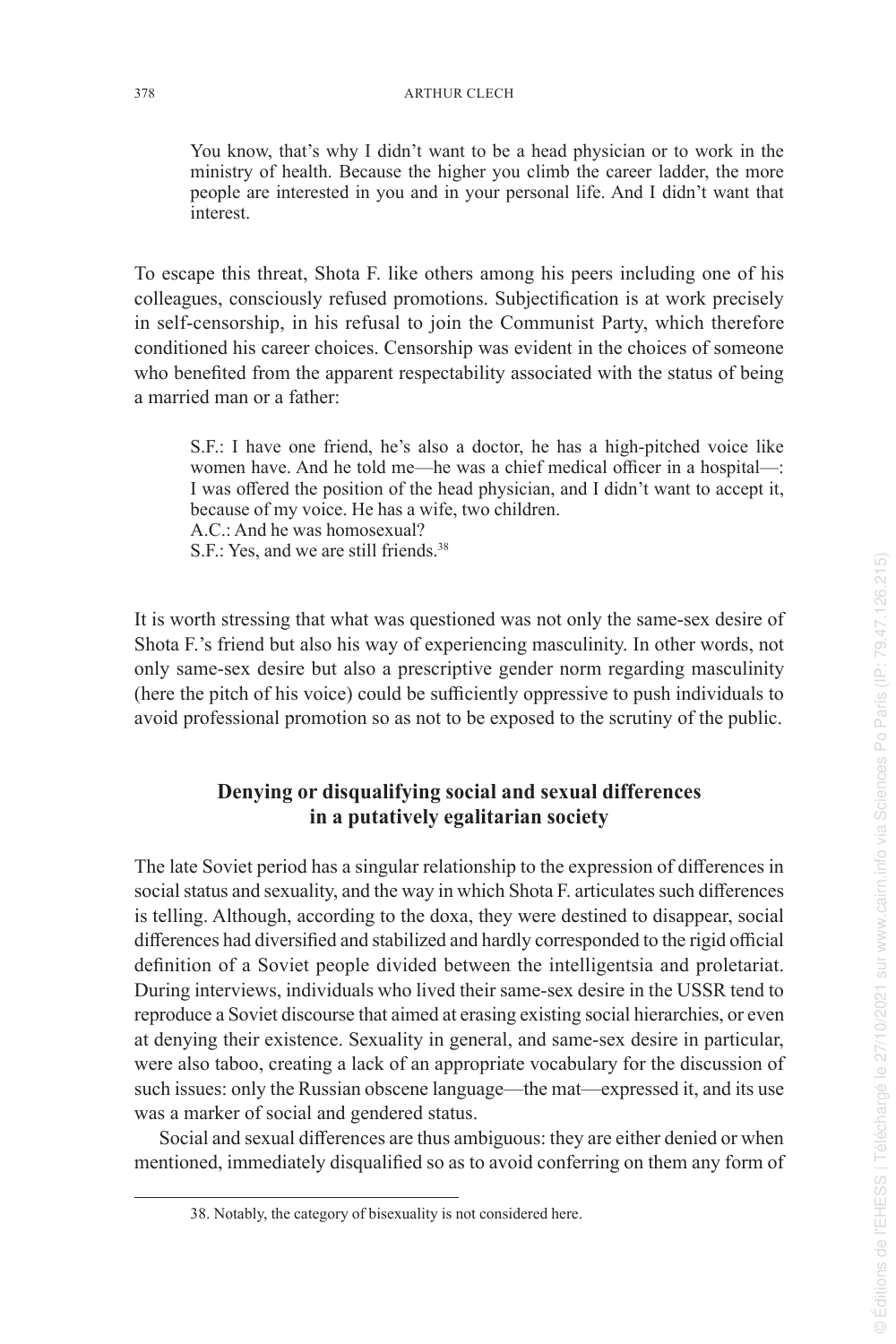> You know, that's why I didn't want to be a head physician or to work in the ministry of health. Because the higher you climb the career ladder, the more people are interested in you and in your personal life. And I didn't want that interest.

To escape this threat, Shota F. like others among his peers including one of his colleagues, consciously refused promotions. Subjectification is at work precisely in self-censorship, in his refusal to join the Communist Party, which therefore conditioned his career choices. Censorship was evident in the choices of someone who benefited from the apparent respectability associated with the status of being a married man or a father:

> S.F.: I have one friend, he's also a doctor, he has a high-pitched voice like women have. And he told me—he was a chief medical officer in a hospital—: I was offered the position of the head physician, and I didn't want to accept it, because of my voice. He has a wife, two children.
> A.C.: And he was homosexual?
> S.F.: Yes, and we are still friends.[38]

It is worth stressing that what was questioned was not only the same-sex desire of Shota F.'s friend but also his way of experiencing masculinity. In other words, not only same-sex desire but also a prescriptive gender norm regarding masculinity (here the pitch of his voice) could be sufficiently oppressive to push individuals to avoid professional promotion so as not to be exposed to the scrutiny of the public.

## Denying or disqualifying social and sexual differences in a putatively egalitarian society

The late Soviet period has a singular relationship to the expression of differences in social status and sexuality, and the way in which Shota F. articulates such differences is telling. Although, according to the doxa, they were destined to disappear, social differences had diversified and stabilized and hardly corresponded to the rigid official definition of a Soviet people divided between the intelligentsia and proletariat. During interviews, individuals who lived their same-sex desire in the USSR tend to reproduce a Soviet discourse that aimed at erasing existing social hierarchies, or even at denying their existence. Sexuality in general, and same-sex desire in particular, were also taboo, creating a lack of an appropriate vocabulary for the discussion of such issues: only the Russian obscene language—the mat—expressed it, and its use was a marker of social and gendered status.

Social and sexual differences are thus ambiguous: they are either denied or when mentioned, immediately disqualified so as to avoid conferring on them any form of

38. Notably, the category of bisexuality is not considered here.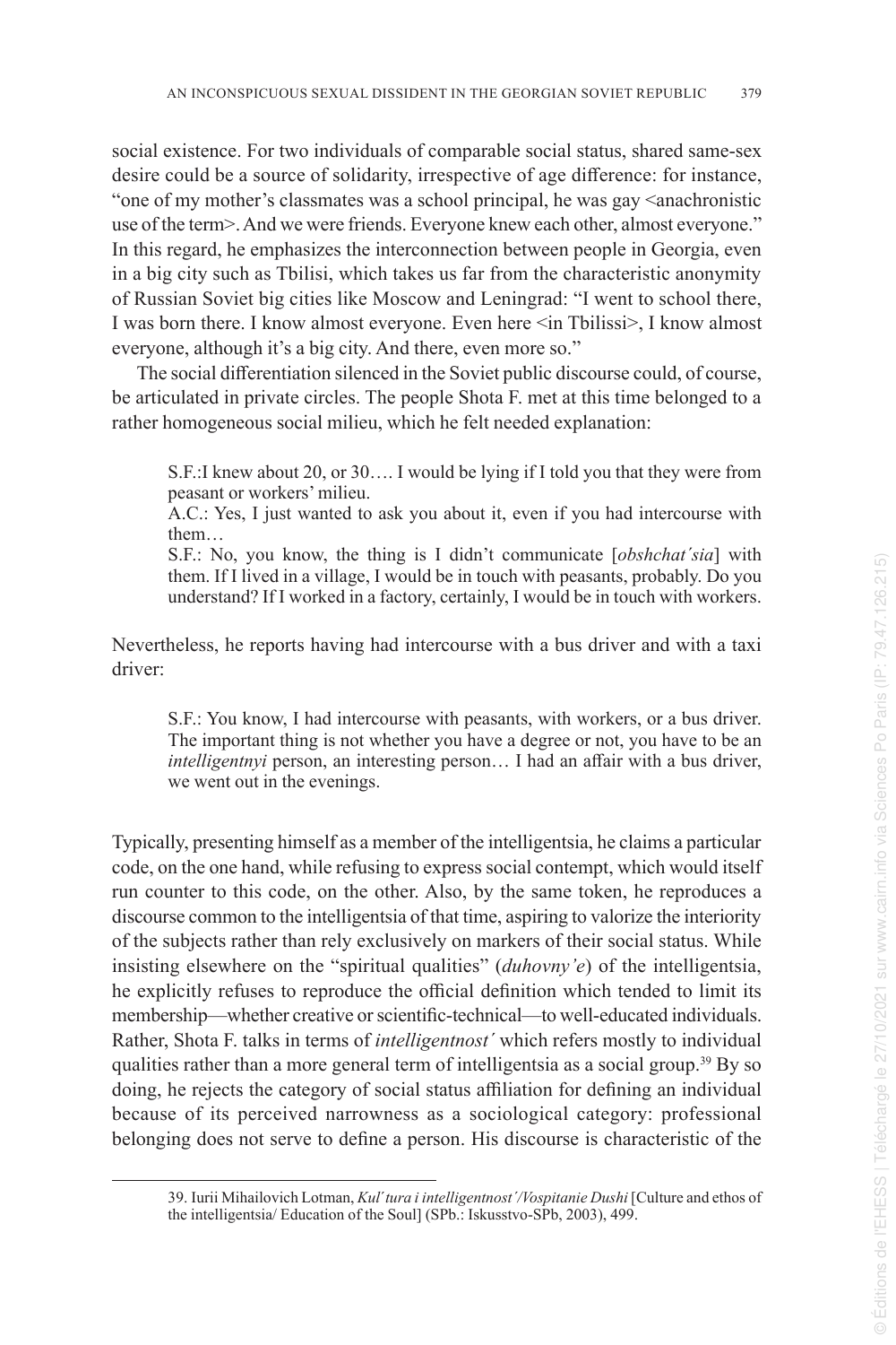social existence. For two individuals of comparable social status, shared same-sex desire could be a source of solidarity, irrespective of age difference: for instance, "one of my mother's classmates was a school principal, he was gay <anachronistic use of the term>. And we were friends. Everyone knew each other, almost everyone." In this regard, he emphasizes the interconnection between people in Georgia, even in a big city such as Tbilisi, which takes us far from the characteristic anonymity of Russian Soviet big cities like Moscow and Leningrad: "I went to school there, I was born there. I know almost everyone. Even here <in Tbilissi>, I know almost everyone, although it's a big city. And there, even more so."

The social differentiation silenced in the Soviet public discourse could, of course, be articulated in private circles. The people Shota F. met at this time belonged to a rather homogeneous social milieu, which he felt needed explanation:

> S.F.:I knew about 20, or 30…. I would be lying if I told you that they were from peasant or workers' milieu.
>
> A.C.: Yes, I just wanted to ask you about it, even if you had intercourse with them…
>
> S.F.: No, you know, the thing is I didn't communicate [*obshchat´sia*] with them. If I lived in a village, I would be in touch with peasants, probably. Do you understand? If I worked in a factory, certainly, I would be in touch with workers.

Nevertheless, he reports having had intercourse with a bus driver and with a taxi driver:

> S.F.: You know, I had intercourse with peasants, with workers, or a bus driver. The important thing is not whether you have a degree or not, you have to be an *intelligentnyi* person, an interesting person… I had an affair with a bus driver, we went out in the evenings.

Typically, presenting himself as a member of the intelligentsia, he claims a particular code, on the one hand, while refusing to express social contempt, which would itself run counter to this code, on the other. Also, by the same token, he reproduces a discourse common to the intelligentsia of that time, aspiring to valorize the interiority of the subjects rather than rely exclusively on markers of their social status. While insisting elsewhere on the "spiritual qualities" (*duhovny'e*) of the intelligentsia, he explicitly refuses to reproduce the official definition which tended to limit its membership—whether creative or scientific-technical—to well-educated individuals. Rather, Shota F. talks in terms of *intelligentnost´* which refers mostly to individual qualities rather than a more general term of intelligentsia as a social group.[39] By so doing, he rejects the category of social status affiliation for defining an individual because of its perceived narrowness as a sociological category: professional belonging does not serve to define a person. His discourse is characteristic of the

---

39. Iurii Mihailovich Lotman, *Kul´tura i intelligentnost´/Vospitanie Dushi* [Culture and ethos of the intelligentsia/ Education of the Soul] (SPb.: Iskusstvo-SPb, 2003), 499.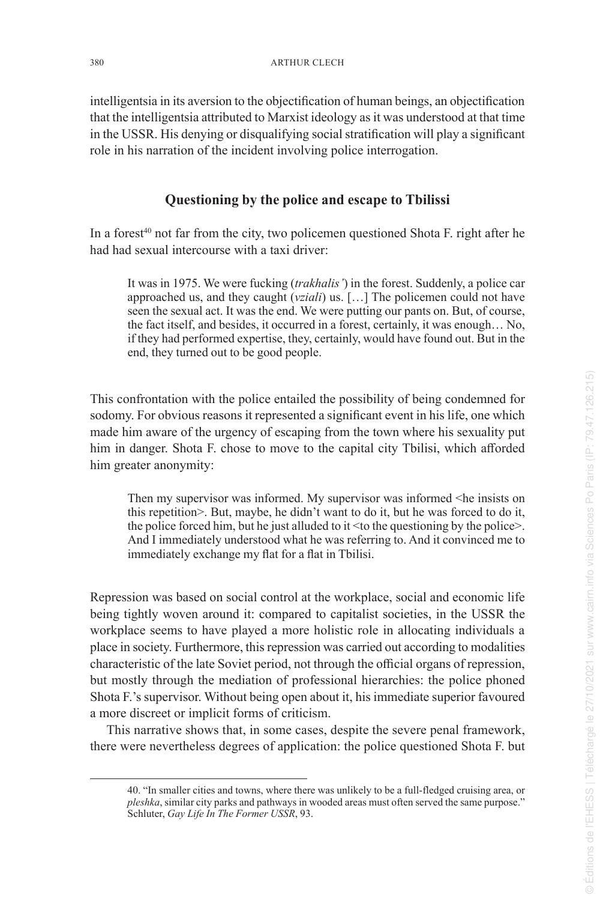intelligentsia in its aversion to the objectification of human beings, an objectification that the intelligentsia attributed to Marxist ideology as it was understood at that time in the USSR. His denying or disqualifying social stratification will play a significant role in his narration of the incident involving police interrogation.

### Questioning by the police and escape to Tbilissi

In a forest[40] not far from the city, two policemen questioned Shota F. right after he had had sexual intercourse with a taxi driver:

> It was in 1975. We were fucking (*trakhalis'*) in the forest. Suddenly, a police car approached us, and they caught (*vziali*) us. […] The policemen could not have seen the sexual act. It was the end. We were putting our pants on. But, of course, the fact itself, and besides, it occurred in a forest, certainly, it was enough… No, if they had performed expertise, they, certainly, would have found out. But in the end, they turned out to be good people.

This confrontation with the police entailed the possibility of being condemned for sodomy. For obvious reasons it represented a significant event in his life, one which made him aware of the urgency of escaping from the town where his sexuality put him in danger. Shota F. chose to move to the capital city Tbilisi, which afforded him greater anonymity:

> Then my supervisor was informed. My supervisor was informed <he insists on this repetition>. But, maybe, he didn't want to do it, but he was forced to do it, the police forced him, but he just alluded to it <to the questioning by the police>. And I immediately understood what he was referring to. And it convinced me to immediately exchange my flat for a flat in Tbilisi.

Repression was based on social control at the workplace, social and economic life being tightly woven around it: compared to capitalist societies, in the USSR the workplace seems to have played a more holistic role in allocating individuals a place in society. Furthermore, this repression was carried out according to modalities characteristic of the late Soviet period, not through the official organs of repression, but mostly through the mediation of professional hierarchies: the police phoned Shota F.'s supervisor. Without being open about it, his immediate superior favoured a more discreet or implicit forms of criticism.

This narrative shows that, in some cases, despite the severe penal framework, there were nevertheless degrees of application: the police questioned Shota F. but

---

40. "In smaller cities and towns, where there was unlikely to be a full-fledged cruising area, or *pleshka*, similar city parks and pathways in wooded areas must often served the same purpose." Schluter, *Gay Life In The Former USSR*, 93.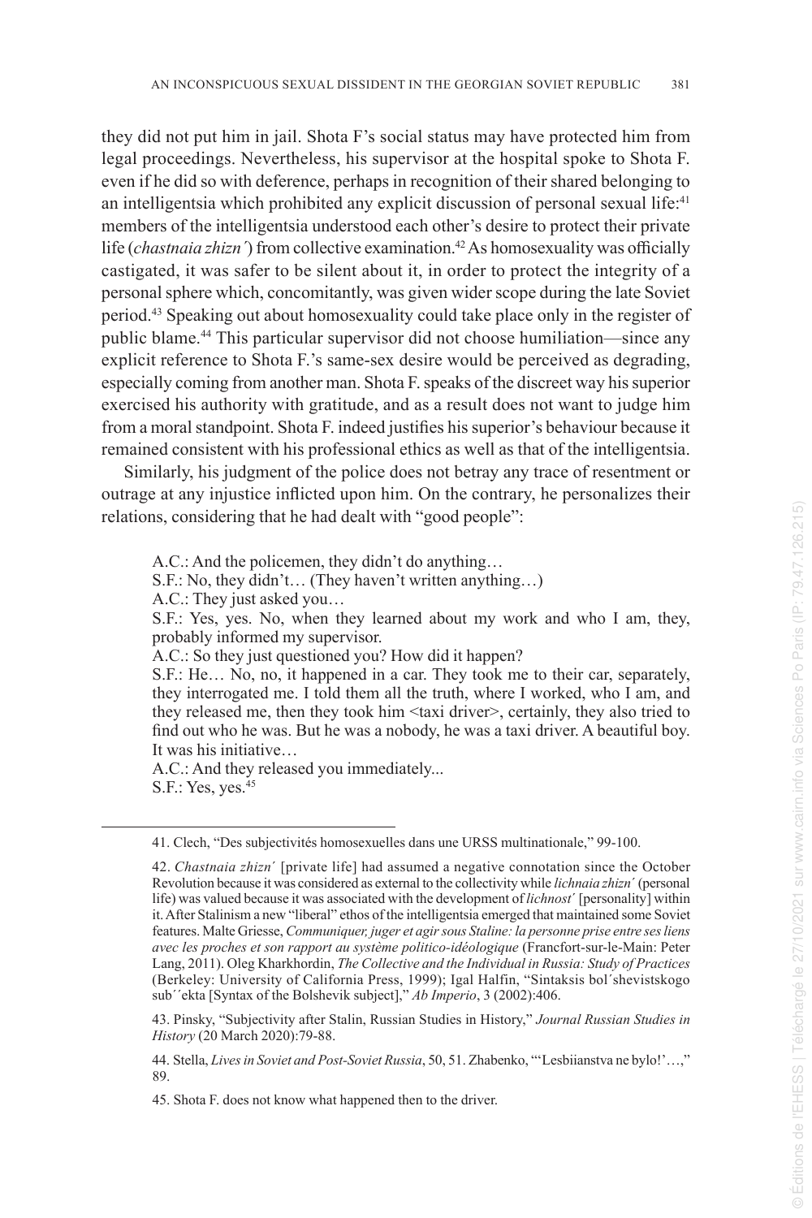they did not put him in jail. Shota F's social status may have protected him from legal proceedings. Nevertheless, his supervisor at the hospital spoke to Shota F. even if he did so with deference, perhaps in recognition of their shared belonging to an intelligentsia which prohibited any explicit discussion of personal sexual life:[41] members of the intelligentsia understood each other's desire to protect their private life (*chastnaia zhizn´*) from collective examination.[42] As homosexuality was officially castigated, it was safer to be silent about it, in order to protect the integrity of a personal sphere which, concomitantly, was given wider scope during the late Soviet period.[43] Speaking out about homosexuality could take place only in the register of public blame.[44] This particular supervisor did not choose humiliation—since any explicit reference to Shota F.'s same-sex desire would be perceived as degrading, especially coming from another man. Shota F. speaks of the discreet way his superior exercised his authority with gratitude, and as a result does not want to judge him from a moral standpoint. Shota F. indeed justifies his superior's behaviour because it remained consistent with his professional ethics as well as that of the intelligentsia.

Similarly, his judgment of the police does not betray any trace of resentment or outrage at any injustice inflicted upon him. On the contrary, he personalizes their relations, considering that he had dealt with "good people":

> A.C.: And the policemen, they didn't do anything…
> S.F.: No, they didn't… (They haven't written anything…)
> A.C.: They just asked you…
> S.F.: Yes, yes. No, when they learned about my work and who I am, they, probably informed my supervisor.
> A.C.: So they just questioned you? How did it happen?
> S.F.: He… No, no, it happened in a car. They took me to their car, separately, they interrogated me. I told them all the truth, where I worked, who I am, and they released me, then they took him <taxi driver>, certainly, they also tried to find out who he was. But he was a nobody, he was a taxi driver. A beautiful boy. It was his initiative…
> A.C.: And they released you immediately...
> S.F.: Yes, yes.[45]

---

41. Clech, "Des subjectivités homosexuelles dans une URSS multinationale," 99-100.

42. *Chastnaia zhizn´* [private life] had assumed a negative connotation since the October Revolution because it was considered as external to the collectivity while *lichnaia zhizn´* (personal life) was valued because it was associated with the development of *lichnost´* [personality] within it. After Stalinism a new "liberal" ethos of the intelligentsia emerged that maintained some Soviet features. Malte Griesse, *Communiquer, juger et agir sous Staline: la personne prise entre ses liens avec les proches et son rapport au système politico-idéologique* (Francfort-sur-le-Main: Peter Lang, 2011). Oleg Kharkhordin, *The Collective and the Individual in Russia: Study of Practices* (Berkeley: University of California Press, 1999); Igal Halfin, "Sintaksis bol´shevistskogo sub´´ekta [Syntax of the Bolshevik subject]," *Ab Imperio*, 3 (2002):406.

43. Pinsky, "Subjectivity after Stalin, Russian Studies in History," *Journal Russian Studies in History* (20 March 2020):79-88.

44. Stella, *Lives in Soviet and Post-Soviet Russia*, 50, 51. Zhabenko, "'Lesbiianstva ne bylo!'…," 89.

45. Shota F. does not know what happened then to the driver.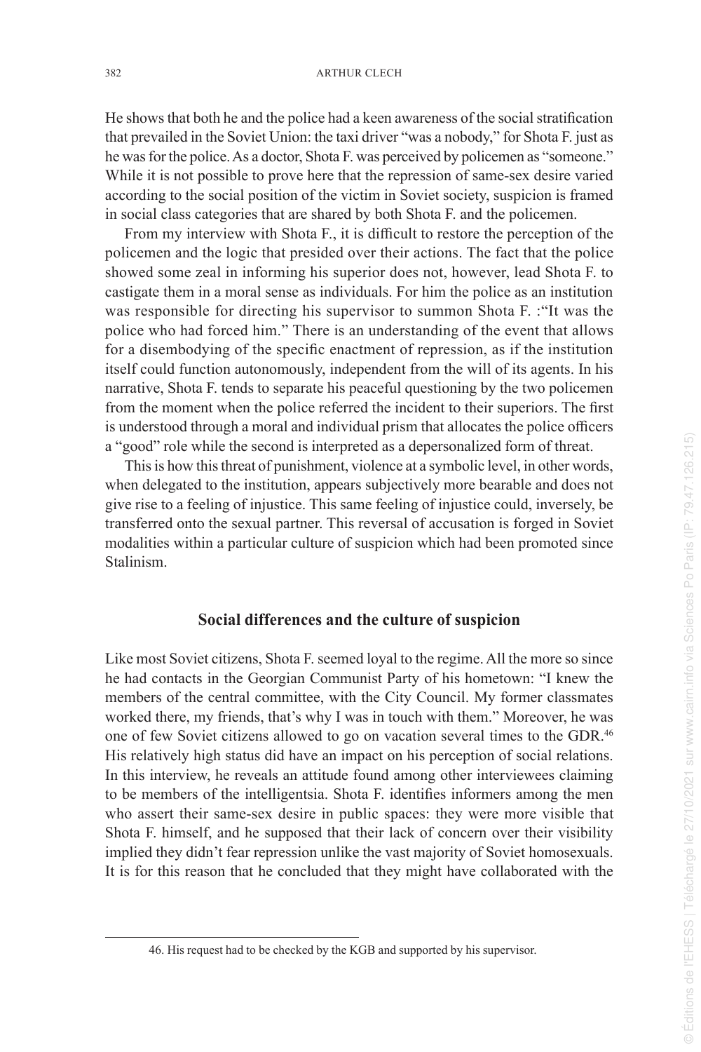He shows that both he and the police had a keen awareness of the social stratification that prevailed in the Soviet Union: the taxi driver "was a nobody," for Shota F. just as he was for the police. As a doctor, Shota F. was perceived by policemen as "someone." While it is not possible to prove here that the repression of same-sex desire varied according to the social position of the victim in Soviet society, suspicion is framed in social class categories that are shared by both Shota F. and the policemen.

From my interview with Shota F., it is difficult to restore the perception of the policemen and the logic that presided over their actions. The fact that the police showed some zeal in informing his superior does not, however, lead Shota F. to castigate them in a moral sense as individuals. For him the police as an institution was responsible for directing his supervisor to summon Shota F. :"It was the police who had forced him." There is an understanding of the event that allows for a disembodying of the specific enactment of repression, as if the institution itself could function autonomously, independent from the will of its agents. In his narrative, Shota F. tends to separate his peaceful questioning by the two policemen from the moment when the police referred the incident to their superiors. The first is understood through a moral and individual prism that allocates the police officers a "good" role while the second is interpreted as a depersonalized form of threat.

This is how this threat of punishment, violence at a symbolic level, in other words, when delegated to the institution, appears subjectively more bearable and does not give rise to a feeling of injustice. This same feeling of injustice could, inversely, be transferred onto the sexual partner. This reversal of accusation is forged in Soviet modalities within a particular culture of suspicion which had been promoted since Stalinism.

## Social differences and the culture of suspicion

Like most Soviet citizens, Shota F. seemed loyal to the regime. All the more so since he had contacts in the Georgian Communist Party of his hometown: "I knew the members of the central committee, with the City Council. My former classmates worked there, my friends, that's why I was in touch with them." Moreover, he was one of few Soviet citizens allowed to go on vacation several times to the GDR.[46] His relatively high status did have an impact on his perception of social relations. In this interview, he reveals an attitude found among other interviewees claiming to be members of the intelligentsia. Shota F. identifies informers among the men who assert their same-sex desire in public spaces: they were more visible that Shota F. himself, and he supposed that their lack of concern over their visibility implied they didn't fear repression unlike the vast majority of Soviet homosexuals. It is for this reason that he concluded that they might have collaborated with the

46. His request had to be checked by the KGB and supported by his supervisor.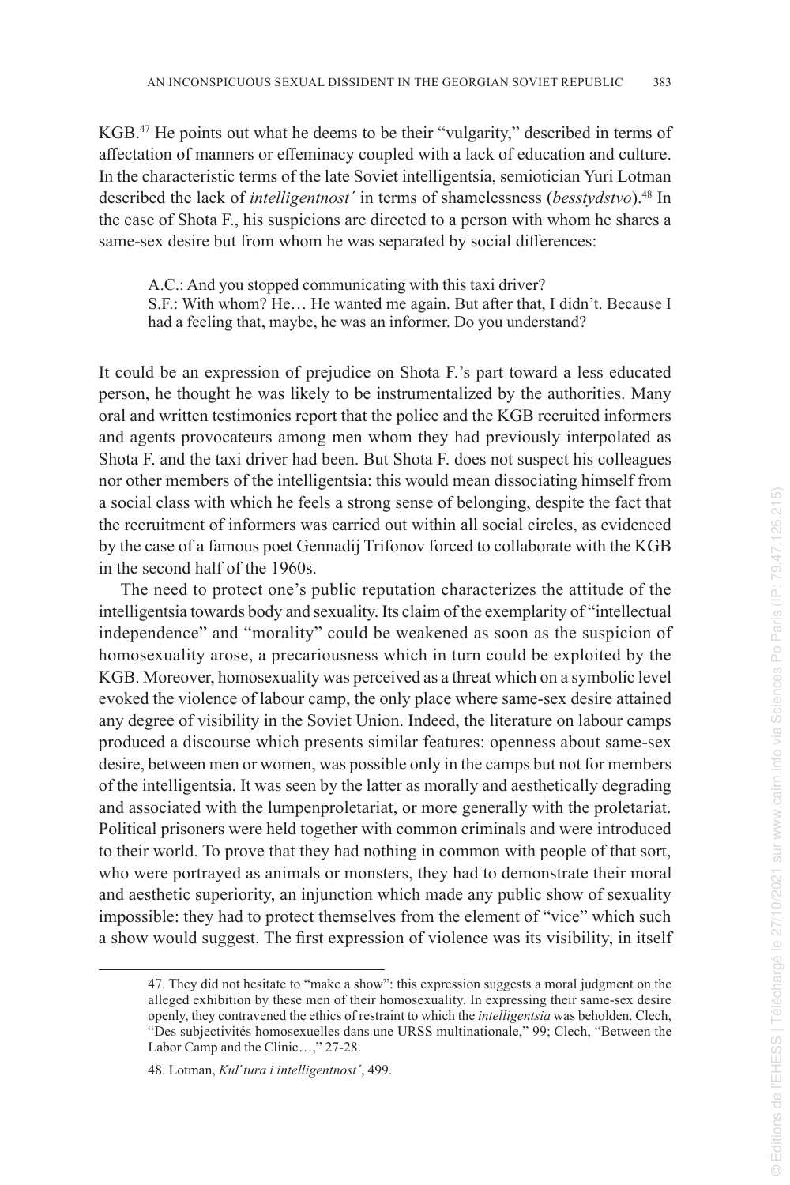KGB.[47] He points out what he deems to be their "vulgarity," described in terms of affectation of manners or effeminacy coupled with a lack of education and culture. In the characteristic terms of the late Soviet intelligentsia, semiotician Yuri Lotman described the lack of *intelligentnost´* in terms of shamelessness (*besstydstvo*).[48] In the case of Shota F., his suspicions are directed to a person with whom he shares a same-sex desire but from whom he was separated by social differences:

> A.C.: And you stopped communicating with this taxi driver?
> S.F.: With whom? He… He wanted me again. But after that, I didn't. Because I had a feeling that, maybe, he was an informer. Do you understand?

It could be an expression of prejudice on Shota F.'s part toward a less educated person, he thought he was likely to be instrumentalized by the authorities. Many oral and written testimonies report that the police and the KGB recruited informers and agents provocateurs among men whom they had previously interpolated as Shota F. and the taxi driver had been. But Shota F. does not suspect his colleagues nor other members of the intelligentsia: this would mean dissociating himself from a social class with which he feels a strong sense of belonging, despite the fact that the recruitment of informers was carried out within all social circles, as evidenced by the case of a famous poet Gennadij Trifonov forced to collaborate with the KGB in the second half of the 1960s.

The need to protect one's public reputation characterizes the attitude of the intelligentsia towards body and sexuality. Its claim of the exemplarity of "intellectual independence" and "morality" could be weakened as soon as the suspicion of homosexuality arose, a precariousness which in turn could be exploited by the KGB. Moreover, homosexuality was perceived as a threat which on a symbolic level evoked the violence of labour camp, the only place where same-sex desire attained any degree of visibility in the Soviet Union. Indeed, the literature on labour camps produced a discourse which presents similar features: openness about same-sex desire, between men or women, was possible only in the camps but not for members of the intelligentsia. It was seen by the latter as morally and aesthetically degrading and associated with the lumpenproletariat, or more generally with the proletariat. Political prisoners were held together with common criminals and were introduced to their world. To prove that they had nothing in common with people of that sort, who were portrayed as animals or monsters, they had to demonstrate their moral and aesthetic superiority, an injunction which made any public show of sexuality impossible: they had to protect themselves from the element of "vice" which such a show would suggest. The first expression of violence was its visibility, in itself

---

47. They did not hesitate to "make a show": this expression suggests a moral judgment on the alleged exhibition by these men of their homosexuality. In expressing their same-sex desire openly, they contravened the ethics of restraint to which the *intelligentsia* was beholden. Clech, "Des subjectivités homosexuelles dans une URSS multinationale," 99; Clech, "Between the Labor Camp and the Clinic…," 27-28.

48. Lotman, *Kul´tura i intelligentnost´*, 499.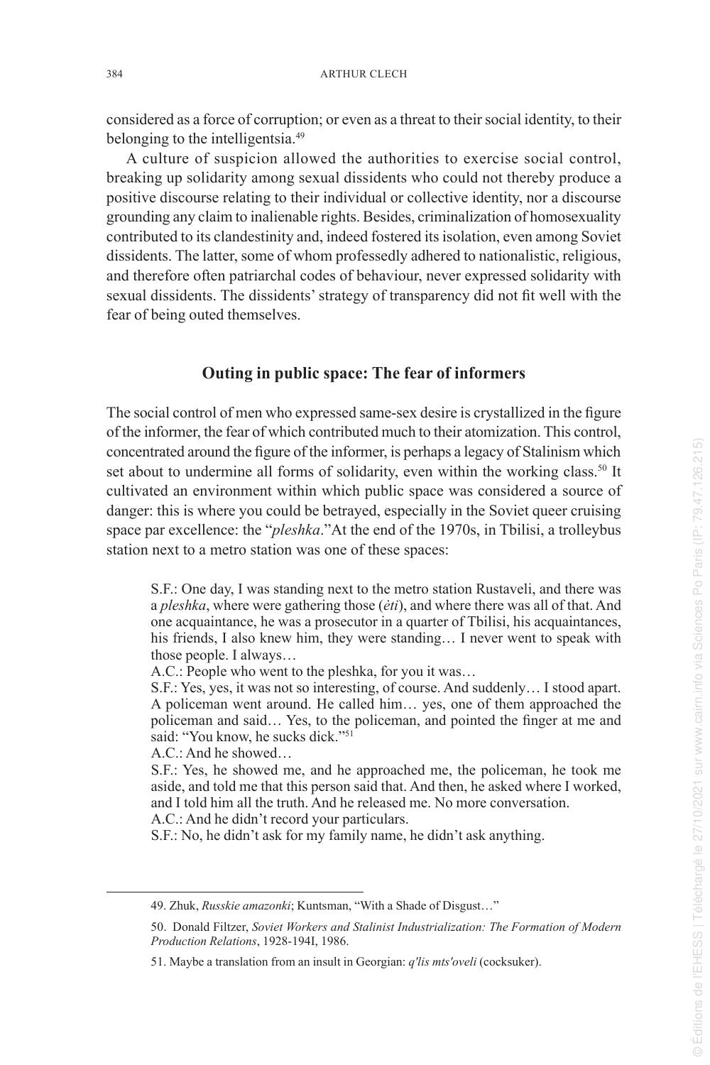considered as a force of corruption; or even as a threat to their social identity, to their belonging to the intelligentsia.[49]

A culture of suspicion allowed the authorities to exercise social control, breaking up solidarity among sexual dissidents who could not thereby produce a positive discourse relating to their individual or collective identity, nor a discourse grounding any claim to inalienable rights. Besides, criminalization of homosexuality contributed to its clandestinity and, indeed fostered its isolation, even among Soviet dissidents. The latter, some of whom professedly adhered to nationalistic, religious, and therefore often patriarchal codes of behaviour, never expressed solidarity with sexual dissidents. The dissidents' strategy of transparency did not fit well with the fear of being outed themselves.

## Outing in public space: The fear of informers

The social control of men who expressed same-sex desire is crystallized in the figure of the informer, the fear of which contributed much to their atomization. This control, concentrated around the figure of the informer, is perhaps a legacy of Stalinism which set about to undermine all forms of solidarity, even within the working class.[50] It cultivated an environment within which public space was considered a source of danger: this is where you could be betrayed, especially in the Soviet queer cruising space par excellence: the "*pleshka*."At the end of the 1970s, in Tbilisi, a trolleybus station next to a metro station was one of these spaces:

> S.F.: One day, I was standing next to the metro station Rustaveli, and there was a *pleshka*, where were gathering those (*ėti*), and where there was all of that. And one acquaintance, he was a prosecutor in a quarter of Tbilisi, his acquaintances, his friends, I also knew him, they were standing… I never went to speak with those people. I always…
> A.C.: People who went to the pleshka, for you it was…
> S.F.: Yes, yes, it was not so interesting, of course. And suddenly… I stood apart. A policeman went around. He called him… yes, one of them approached the policeman and said… Yes, to the policeman, and pointed the finger at me and said: "You know, he sucks dick."[51]
> A.C.: And he showed…
> S.F.: Yes, he showed me, and he approached me, the policeman, he took me aside, and told me that this person said that. And then, he asked where I worked, and I told him all the truth. And he released me. No more conversation.
> A.C.: And he didn't record your particulars.
> S.F.: No, he didn't ask for my family name, he didn't ask anything.

---

49. Zhuk, *Russkie amazonki*; Kuntsman, "With a Shade of Disgust…"

50. Donald Filtzer, *Soviet Workers and Stalinist Industrialization: The Formation of Modern Production Relations*, 1928-194I, 1986.

51. Maybe a translation from an insult in Georgian: *q'lis mts'oveli* (cocksuker).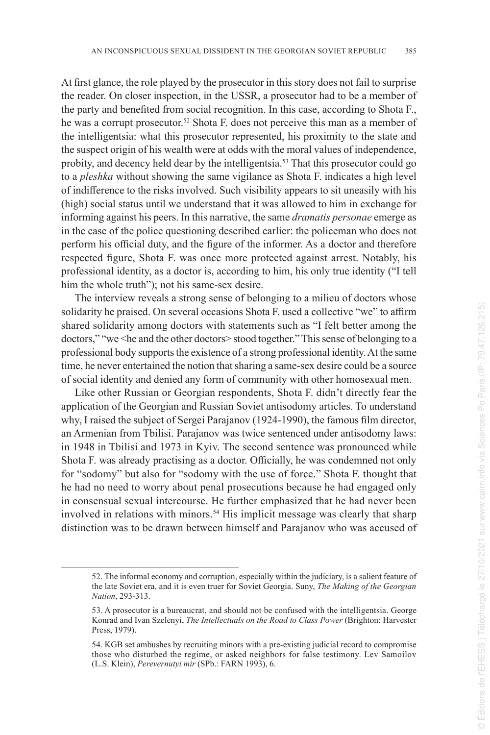At first glance, the role played by the prosecutor in this story does not fail to surprise the reader. On closer inspection, in the USSR, a prosecutor had to be a member of the party and benefited from social recognition. In this case, according to Shota F., he was a corrupt prosecutor.[52] Shota F. does not perceive this man as a member of the intelligentsia: what this prosecutor represented, his proximity to the state and the suspect origin of his wealth were at odds with the moral values of independence, probity, and decency held dear by the intelligentsia.[53] That this prosecutor could go to a *pleshka* without showing the same vigilance as Shota F. indicates a high level of indifference to the risks involved. Such visibility appears to sit uneasily with his (high) social status until we understand that it was allowed to him in exchange for informing against his peers. In this narrative, the same *dramatis personae* emerge as in the case of the police questioning described earlier: the policeman who does not perform his official duty, and the figure of the informer. As a doctor and therefore respected figure, Shota F. was once more protected against arrest. Notably, his professional identity, as a doctor is, according to him, his only true identity ("I tell him the whole truth"); not his same-sex desire.

The interview reveals a strong sense of belonging to a milieu of doctors whose solidarity he praised. On several occasions Shota F. used a collective "we" to affirm shared solidarity among doctors with statements such as "I felt better among the doctors," "we <he and the other doctors> stood together." This sense of belonging to a professional body supports the existence of a strong professional identity. At the same time, he never entertained the notion that sharing a same-sex desire could be a source of social identity and denied any form of community with other homosexual men.

Like other Russian or Georgian respondents, Shota F. didn't directly fear the application of the Georgian and Russian Soviet antisodomy articles. To understand why, I raised the subject of Sergei Parajanov (1924-1990), the famous film director, an Armenian from Tbilisi. Parajanov was twice sentenced under antisodomy laws: in 1948 in Tbilisi and 1973 in Kyiv. The second sentence was pronounced while Shota F. was already practising as a doctor. Officially, he was condemned not only for "sodomy" but also for "sodomy with the use of force." Shota F. thought that he had no need to worry about penal prosecutions because he had engaged only in consensual sexual intercourse. He further emphasized that he had never been involved in relations with minors.[54] His implicit message was clearly that sharp distinction was to be drawn between himself and Parajanov who was accused of

---

52. The informal economy and corruption, especially within the judiciary, is a salient feature of the late Soviet era, and it is even truer for Soviet Georgia. Suny, *The Making of the Georgian Nation*, 293-313.

53. A prosecutor is a bureaucrat, and should not be confused with the intelligentsia. George Konrad and Ivan Szelenyi, *The Intellectuals on the Road to Class Power* (Brighton: Harvester Press, 1979).

54. KGB set ambushes by recruiting minors with a pre-existing judicial record to compromise those who disturbed the regime, or asked neighbors for false testimony. Lev Samoilov (L.S. Klein), *Perevernutyi mir* (SPb.: FARN 1993), 6.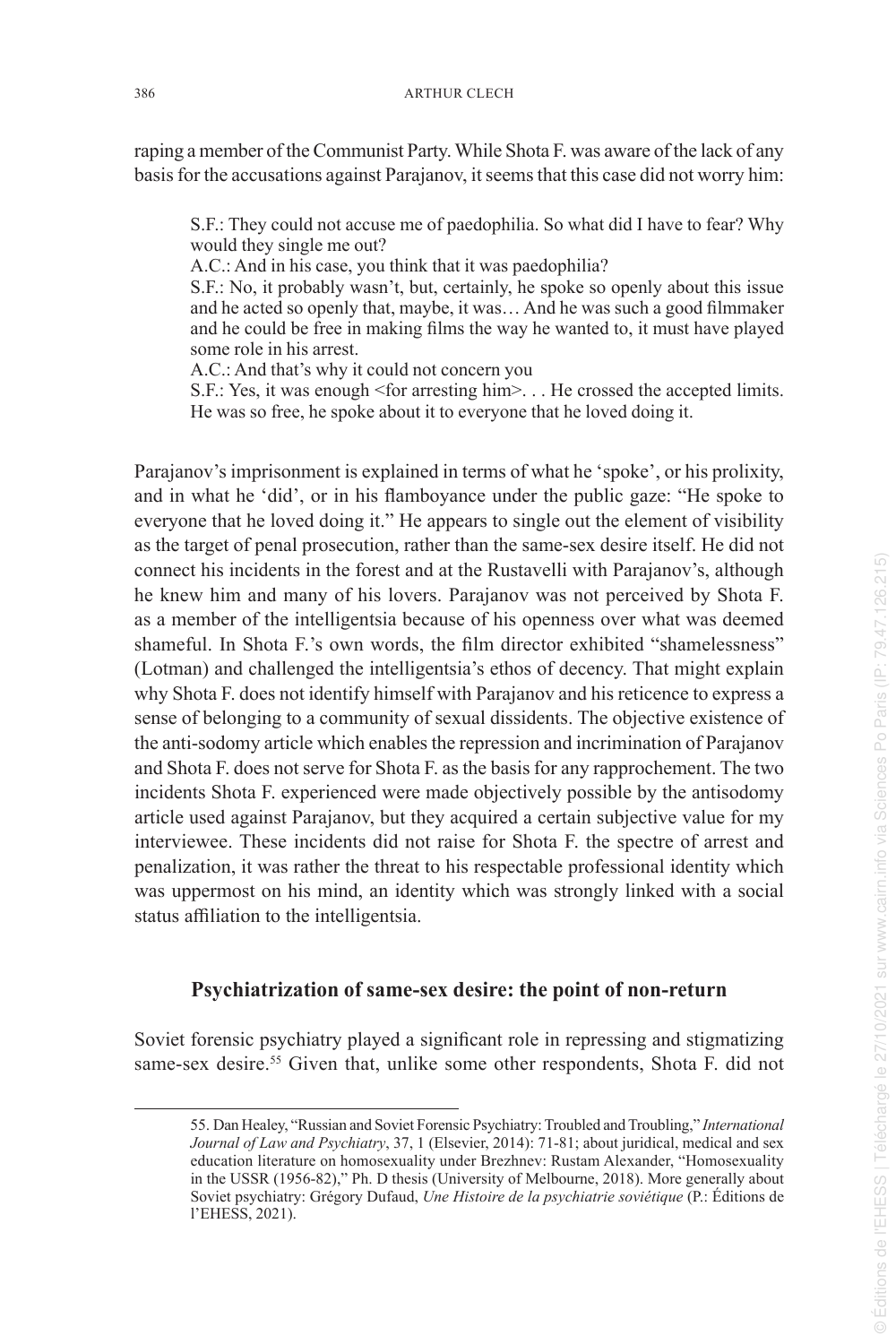raping a member of the Communist Party. While Shota F. was aware of the lack of any basis for the accusations against Parajanov, it seems that this case did not worry him:

> S.F.: They could not accuse me of paedophilia. So what did I have to fear? Why would they single me out?
>
> A.C.: And in his case, you think that it was paedophilia?
>
> S.F.: No, it probably wasn't, but, certainly, he spoke so openly about this issue and he acted so openly that, maybe, it was… And he was such a good filmmaker and he could be free in making films the way he wanted to, it must have played some role in his arrest.
>
> A.C.: And that's why it could not concern you
>
> S.F.: Yes, it was enough <for arresting him>. . . He crossed the accepted limits. He was so free, he spoke about it to everyone that he loved doing it.

Parajanov's imprisonment is explained in terms of what he 'spoke', or his prolixity, and in what he 'did', or in his flamboyance under the public gaze: "He spoke to everyone that he loved doing it." He appears to single out the element of visibility as the target of penal prosecution, rather than the same-sex desire itself. He did not connect his incidents in the forest and at the Rustavelli with Parajanov's, although he knew him and many of his lovers. Parajanov was not perceived by Shota F. as a member of the intelligentsia because of his openness over what was deemed shameful. In Shota F.'s own words, the film director exhibited "shamelessness" (Lotman) and challenged the intelligentsia's ethos of decency. That might explain why Shota F. does not identify himself with Parajanov and his reticence to express a sense of belonging to a community of sexual dissidents. The objective existence of the anti-sodomy article which enables the repression and incrimination of Parajanov and Shota F. does not serve for Shota F. as the basis for any rapprochement. The two incidents Shota F. experienced were made objectively possible by the antisodomy article used against Parajanov, but they acquired a certain subjective value for my interviewee. These incidents did not raise for Shota F. the spectre of arrest and penalization, it was rather the threat to his respectable professional identity which was uppermost on his mind, an identity which was strongly linked with a social status affiliation to the intelligentsia.

## Psychiatrization of same-sex desire: the point of non-return

Soviet forensic psychiatry played a significant role in repressing and stigmatizing same-sex desire.[55] Given that, unlike some other respondents, Shota F. did not

---

55. Dan Healey, "Russian and Soviet Forensic Psychiatry: Troubled and Troubling," *International Journal of Law and Psychiatry*, 37, 1 (Elsevier, 2014): 71-81; about juridical, medical and sex education literature on homosexuality under Brezhnev: Rustam Alexander, "Homosexuality in the USSR (1956-82)," Ph. D thesis (University of Melbourne, 2018). More generally about Soviet psychiatry: Grégory Dufaud, *Une Histoire de la psychiatrie soviétique* (P.: Éditions de l'EHESS, 2021).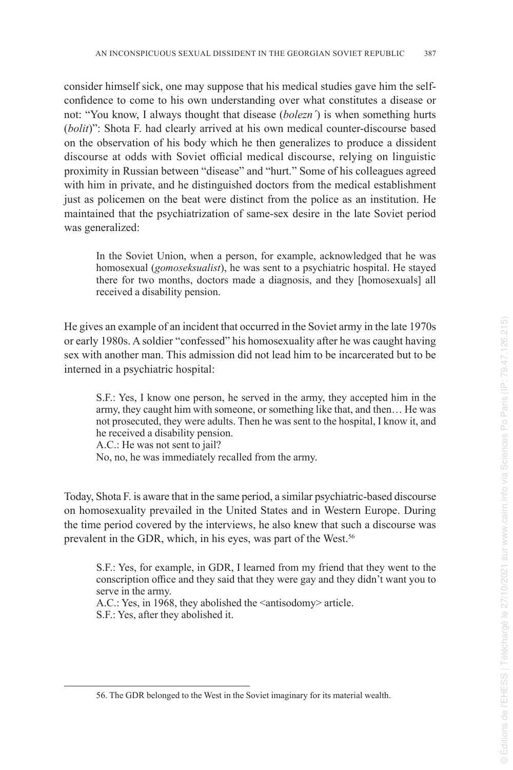consider himself sick, one may suppose that his medical studies gave him the self-confidence to come to his own understanding over what constitutes a disease or not: "You know, I always thought that disease (*bolezn´*) is when something hurts (*bolit*)": Shota F. had clearly arrived at his own medical counter-discourse based on the observation of his body which he then generalizes to produce a dissident discourse at odds with Soviet official medical discourse, relying on linguistic proximity in Russian between "disease" and "hurt." Some of his colleagues agreed with him in private, and he distinguished doctors from the medical establishment just as policemen on the beat were distinct from the police as an institution. He maintained that the psychiatrization of same-sex desire in the late Soviet period was generalized:

> In the Soviet Union, when a person, for example, acknowledged that he was homosexual (*gomoseksualist*), he was sent to a psychiatric hospital. He stayed there for two months, doctors made a diagnosis, and they [homosexuals] all received a disability pension.

He gives an example of an incident that occurred in the Soviet army in the late 1970s or early 1980s. A soldier "confessed" his homosexuality after he was caught having sex with another man. This admission did not lead him to be incarcerated but to be interned in a psychiatric hospital:

> S.F.: Yes, I know one person, he served in the army, they accepted him in the army, they caught him with someone, or something like that, and then… He was not prosecuted, they were adults. Then he was sent to the hospital, I know it, and he received a disability pension.
> A.C.: He was not sent to jail?
> No, no, he was immediately recalled from the army.

Today, Shota F. is aware that in the same period, a similar psychiatric-based discourse on homosexuality prevailed in the United States and in Western Europe. During the time period covered by the interviews, he also knew that such a discourse was prevalent in the GDR, which, in his eyes, was part of the West.[56]

> S.F.: Yes, for example, in GDR, I learned from my friend that they went to the conscription office and they said that they were gay and they didn't want you to serve in the army.
> A.C.: Yes, in 1968, they abolished the <antisodomy> article.
> S.F.: Yes, after they abolished it.

---

56. The GDR belonged to the West in the Soviet imaginary for its material wealth.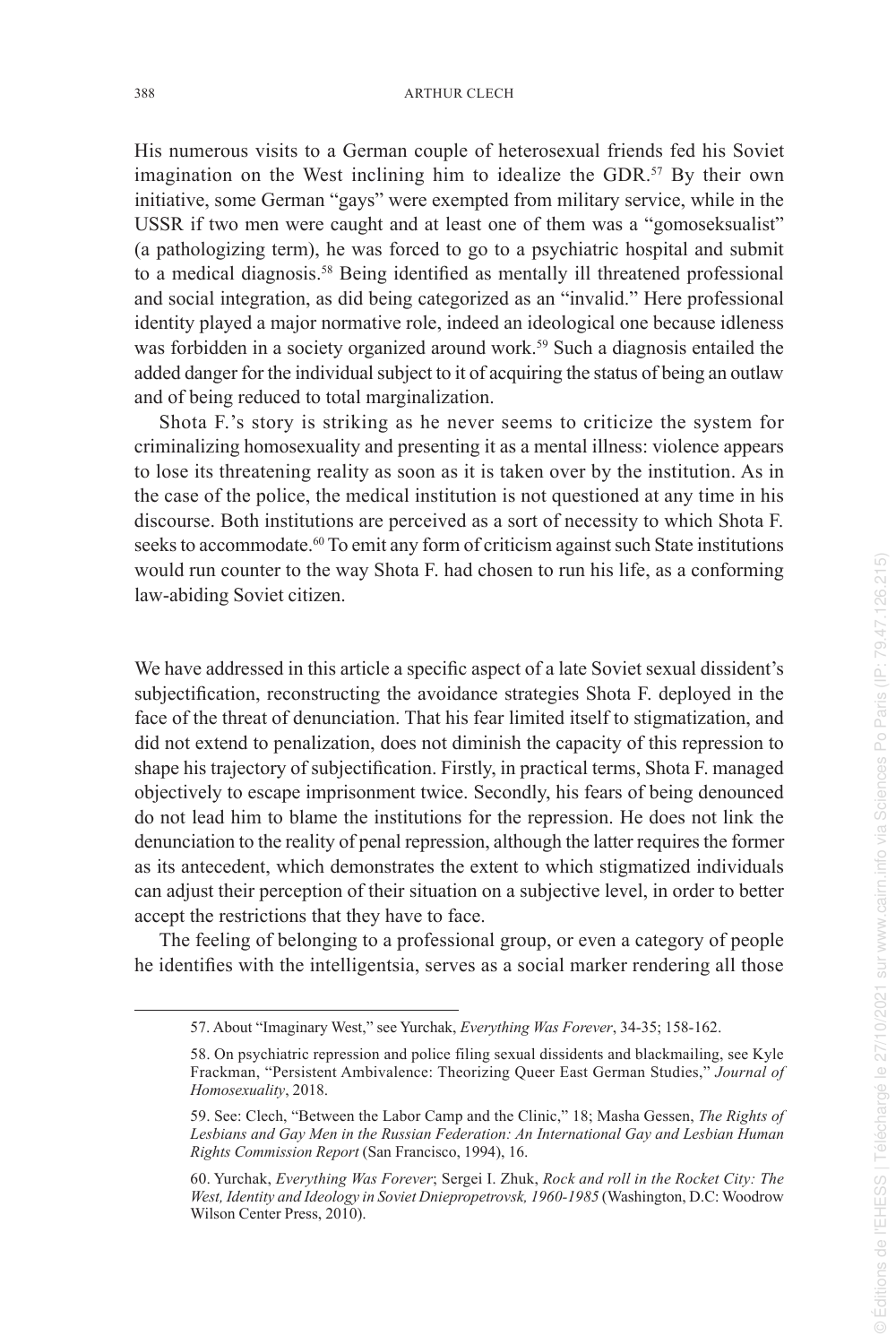His numerous visits to a German couple of heterosexual friends fed his Soviet imagination on the West inclining him to idealize the GDR.[57] By their own initiative, some German "gays" were exempted from military service, while in the USSR if two men were caught and at least one of them was a "gomoseksualist" (a pathologizing term), he was forced to go to a psychiatric hospital and submit to a medical diagnosis.[58] Being identified as mentally ill threatened professional and social integration, as did being categorized as an "invalid." Here professional identity played a major normative role, indeed an ideological one because idleness was forbidden in a society organized around work.[59] Such a diagnosis entailed the added danger for the individual subject to it of acquiring the status of being an outlaw and of being reduced to total marginalization.

Shota F.'s story is striking as he never seems to criticize the system for criminalizing homosexuality and presenting it as a mental illness: violence appears to lose its threatening reality as soon as it is taken over by the institution. As in the case of the police, the medical institution is not questioned at any time in his discourse. Both institutions are perceived as a sort of necessity to which Shota F. seeks to accommodate.[60] To emit any form of criticism against such State institutions would run counter to the way Shota F. had chosen to run his life, as a conforming law-abiding Soviet citizen.

We have addressed in this article a specific aspect of a late Soviet sexual dissident's subjectification, reconstructing the avoidance strategies Shota F. deployed in the face of the threat of denunciation. That his fear limited itself to stigmatization, and did not extend to penalization, does not diminish the capacity of this repression to shape his trajectory of subjectification. Firstly, in practical terms, Shota F. managed objectively to escape imprisonment twice. Secondly, his fears of being denounced do not lead him to blame the institutions for the repression. He does not link the denunciation to the reality of penal repression, although the latter requires the former as its antecedent, which demonstrates the extent to which stigmatized individuals can adjust their perception of their situation on a subjective level, in order to better accept the restrictions that they have to face.

The feeling of belonging to a professional group, or even a category of people he identifies with the intelligentsia, serves as a social marker rendering all those

57. About "Imaginary West," see Yurchak, *Everything Was Forever*, 34-35; 158-162.

58. On psychiatric repression and police filing sexual dissidents and blackmailing, see Kyle Frackman, "Persistent Ambivalence: Theorizing Queer East German Studies," *Journal of Homosexuality*, 2018.

59. See: Clech, "Between the Labor Camp and the Clinic," 18; Masha Gessen, *The Rights of Lesbians and Gay Men in the Russian Federation: An International Gay and Lesbian Human Rights Commission Report* (San Francisco, 1994), 16.

60. Yurchak, *Everything Was Forever*; Sergei I. Zhuk, *Rock and roll in the Rocket City: The West, Identity and Ideology in Soviet Dniepropetrovsk, 1960-1985* (Washington, D.C: Woodrow Wilson Center Press, 2010).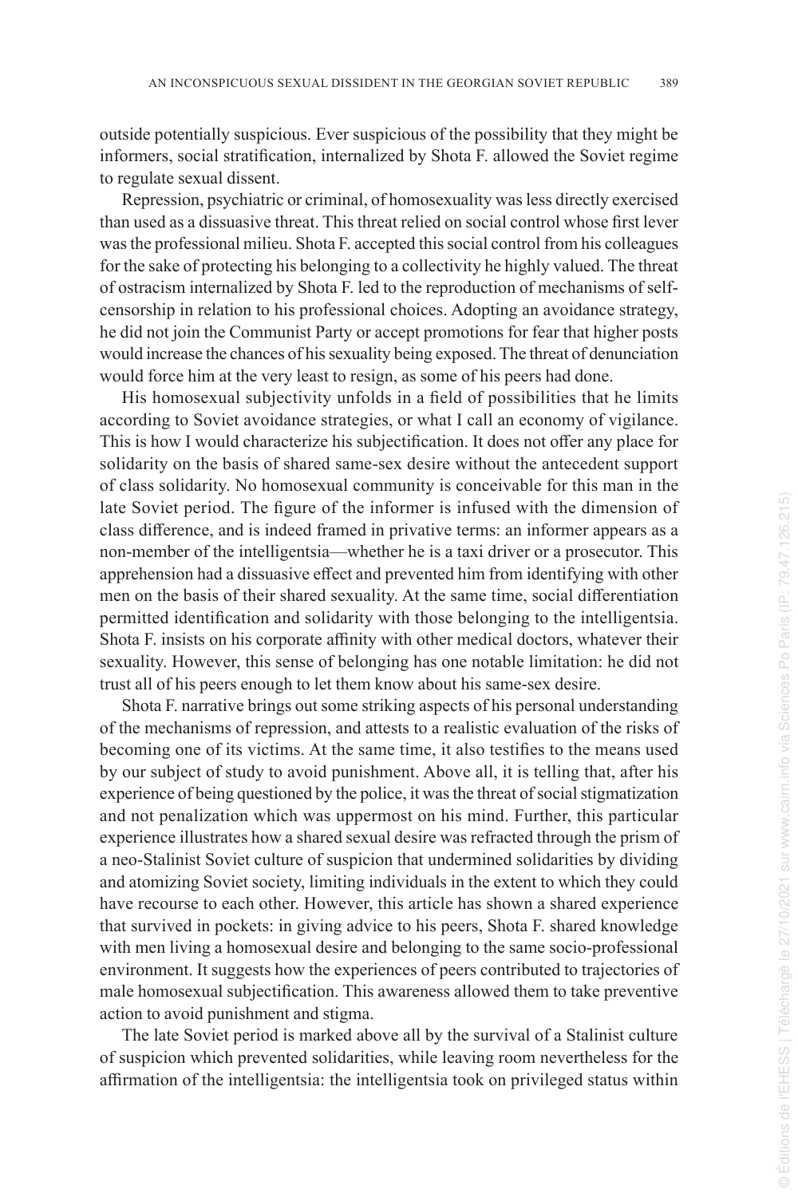outside potentially suspicious. Ever suspicious of the possibility that they might be informers, social stratification, internalized by Shota F. allowed the Soviet regime to regulate sexual dissent.

Repression, psychiatric or criminal, of homosexuality was less directly exercised than used as a dissuasive threat. This threat relied on social control whose first lever was the professional milieu. Shota F. accepted this social control from his colleagues for the sake of protecting his belonging to a collectivity he highly valued. The threat of ostracism internalized by Shota F. led to the reproduction of mechanisms of self-censorship in relation to his professional choices. Adopting an avoidance strategy, he did not join the Communist Party or accept promotions for fear that higher posts would increase the chances of his sexuality being exposed. The threat of denunciation would force him at the very least to resign, as some of his peers had done.

His homosexual subjectivity unfolds in a field of possibilities that he limits according to Soviet avoidance strategies, or what I call an economy of vigilance. This is how I would characterize his subjectification. It does not offer any place for solidarity on the basis of shared same-sex desire without the antecedent support of class solidarity. No homosexual community is conceivable for this man in the late Soviet period. The figure of the informer is infused with the dimension of class difference, and is indeed framed in privative terms: an informer appears as a non-member of the intelligentsia—whether he is a taxi driver or a prosecutor. This apprehension had a dissuasive effect and prevented him from identifying with other men on the basis of their shared sexuality. At the same time, social differentiation permitted identification and solidarity with those belonging to the intelligentsia. Shota F. insists on his corporate affinity with other medical doctors, whatever their sexuality. However, this sense of belonging has one notable limitation: he did not trust all of his peers enough to let them know about his same-sex desire.

Shota F. narrative brings out some striking aspects of his personal understanding of the mechanisms of repression, and attests to a realistic evaluation of the risks of becoming one of its victims. At the same time, it also testifies to the means used by our subject of study to avoid punishment. Above all, it is telling that, after his experience of being questioned by the police, it was the threat of social stigmatization and not penalization which was uppermost on his mind. Further, this particular experience illustrates how a shared sexual desire was refracted through the prism of a neo-Stalinist Soviet culture of suspicion that undermined solidarities by dividing and atomizing Soviet society, limiting individuals in the extent to which they could have recourse to each other. However, this article has shown a shared experience that survived in pockets: in giving advice to his peers, Shota F. shared knowledge with men living a homosexual desire and belonging to the same socio-professional environment. It suggests how the experiences of peers contributed to trajectories of male homosexual subjectification. This awareness allowed them to take preventive action to avoid punishment and stigma.

The late Soviet period is marked above all by the survival of a Stalinist culture of suspicion which prevented solidarities, while leaving room nevertheless for the affirmation of the intelligentsia: the intelligentsia took on privileged status within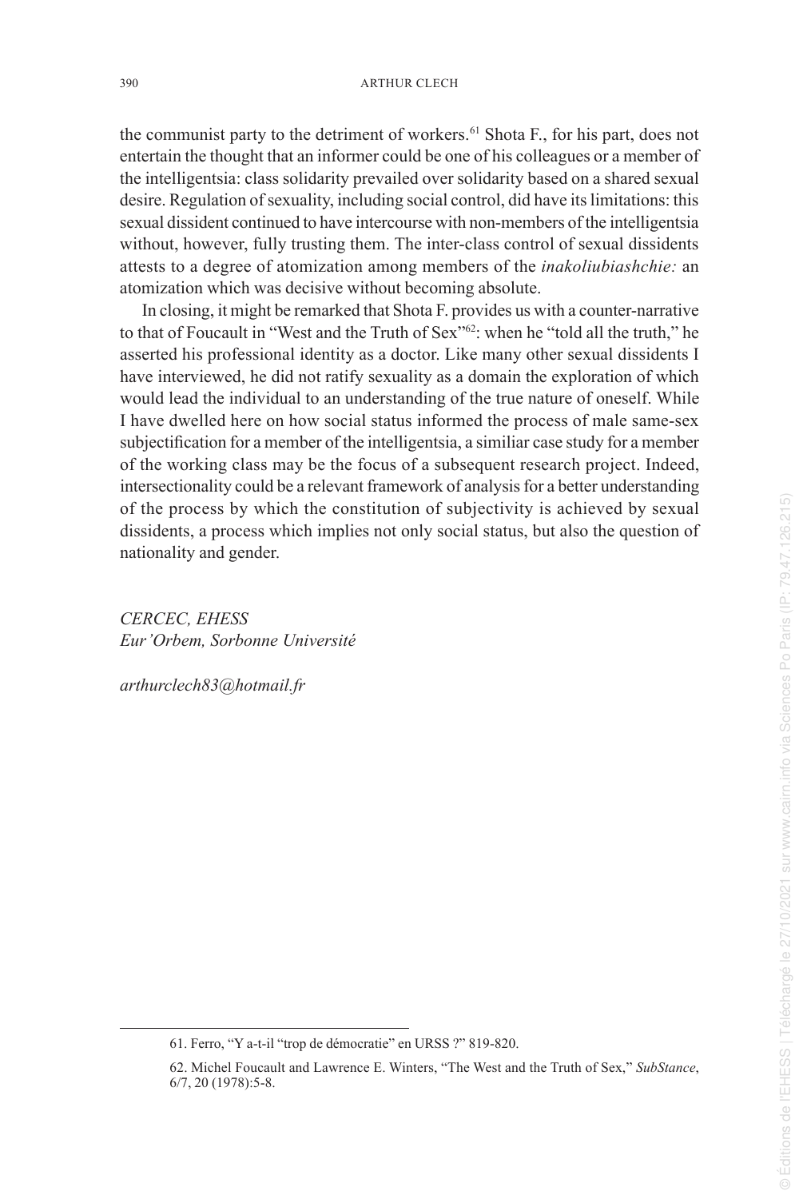the communist party to the detriment of workers.[61] Shota F., for his part, does not entertain the thought that an informer could be one of his colleagues or a member of the intelligentsia: class solidarity prevailed over solidarity based on a shared sexual desire. Regulation of sexuality, including social control, did have its limitations: this sexual dissident continued to have intercourse with non-members of the intelligentsia without, however, fully trusting them. The inter-class control of sexual dissidents attests to a degree of atomization among members of the *inakoliubiashchie:* an atomization which was decisive without becoming absolute.

In closing, it might be remarked that Shota F. provides us with a counter-narrative to that of Foucault in "West and the Truth of Sex"[62]: when he "told all the truth," he asserted his professional identity as a doctor. Like many other sexual dissidents I have interviewed, he did not ratify sexuality as a domain the exploration of which would lead the individual to an understanding of the true nature of oneself. While I have dwelled here on how social status informed the process of male same-sex subjectification for a member of the intelligentsia, a similiar case study for a member of the working class may be the focus of a subsequent research project. Indeed, intersectionality could be a relevant framework of analysis for a better understanding of the process by which the constitution of subjectivity is achieved by sexual dissidents, a process which implies not only social status, but also the question of nationality and gender.

*CERCEC, EHESS*
*Eur'Orbem, Sorbonne Université*

*arthurclech83@hotmail.fr*

---

61. Ferro, "Y a-t-il "trop de démocratie" en URSS ?" 819-820.

62. Michel Foucault and Lawrence E. Winters, "The West and the Truth of Sex," *SubStance*, 6/7, 20 (1978):5-8.